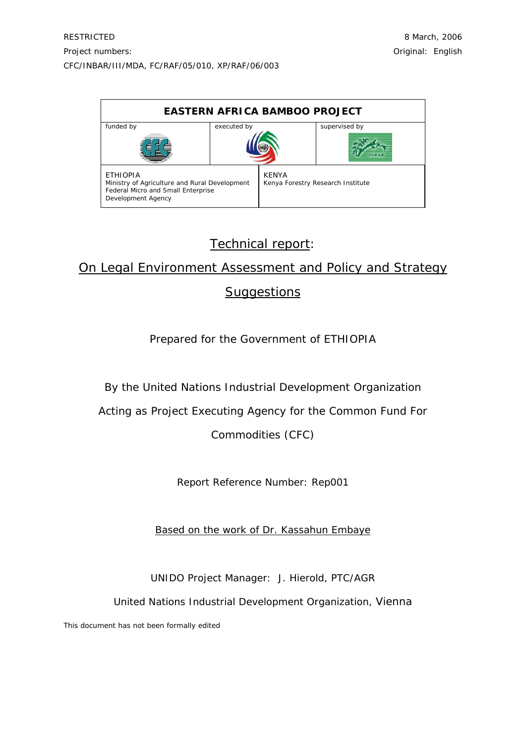RESTRICTED

8 March, 2006

Project numbers:

Original: English

CFC/INBAR/III/MDA, FC/RAF/05/010, XP/RAF/06/003

| **EASTERN AFRICA BAMBOO PROJECT** | | |
|---|---|---|
| funded by | executed by | supervised by |
| ETHIOPIA<br>Ministry of Agriculture and Rural Development<br>Federal Micro and Small Enterprise Development Agency | KENYA<br>Kenya Forestry Research Institute | |

# Technical report:

# On Legal Environment Assessment and Policy and Strategy Suggestions

Prepared for the Government of ETHIOPIA

By the United Nations Industrial Development Organization

Acting as Project Executing Agency for the Common Fund For Commodities (CFC)

Report Reference Number: Rep001

Based on the work of Dr. Kassahun Embaye

UNIDO Project Manager: J. Hierold, PTC/AGR

United Nations Industrial Development Organization, Vienna

This document has not been formally edited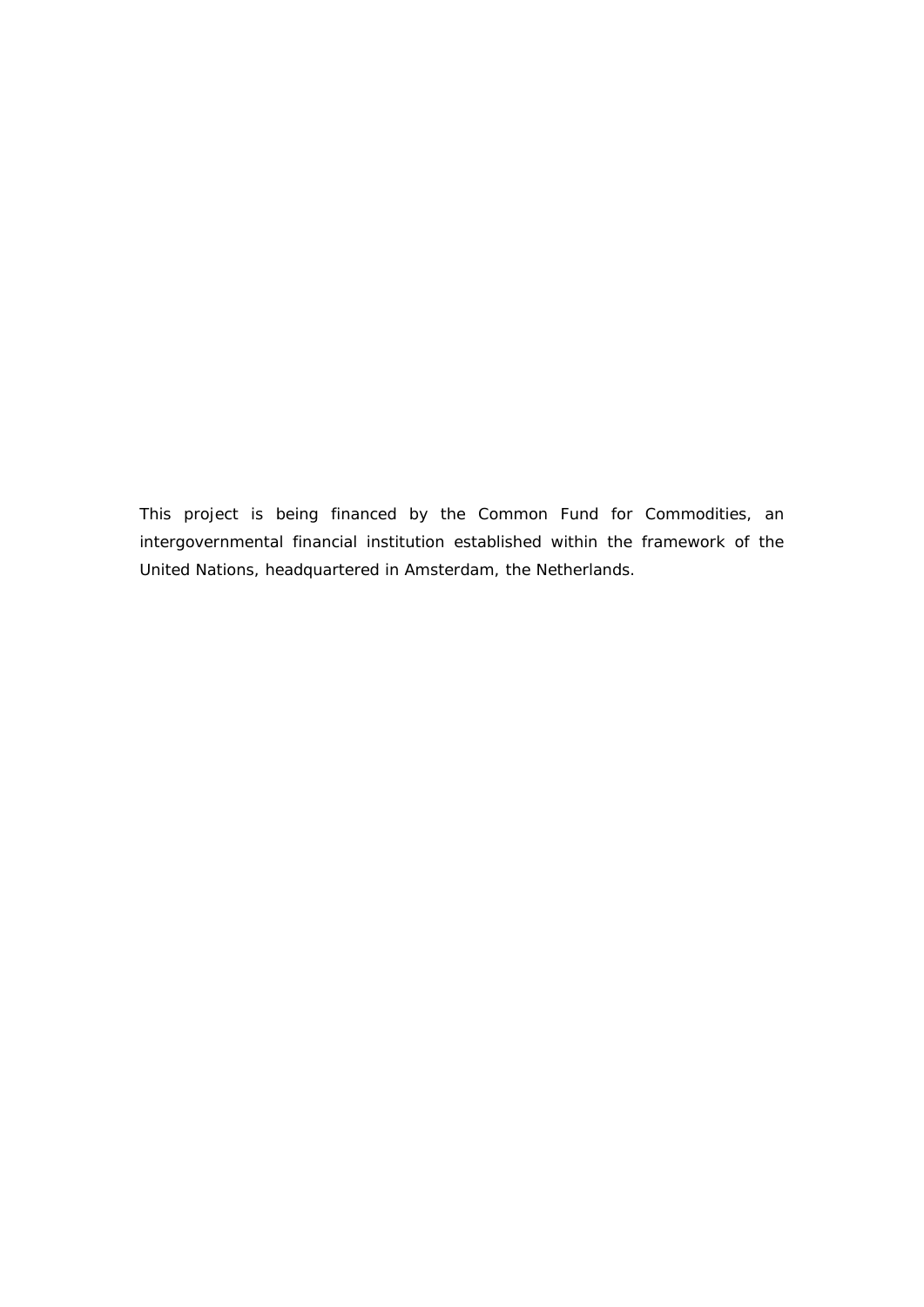This project is being financed by the Common Fund for Commodities, an intergovernmental financial institution established within the framework of the United Nations, headquartered in Amsterdam, the Netherlands.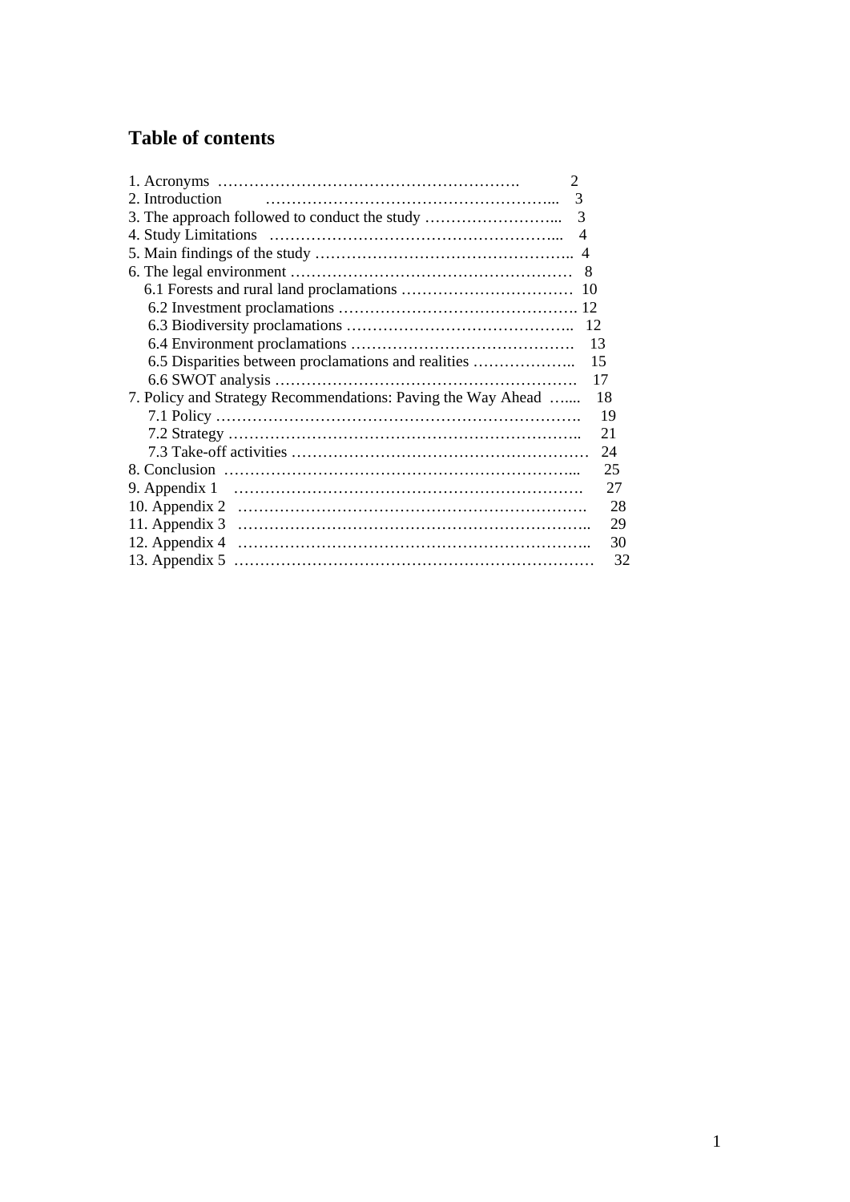## Table of contents

1. Acronyms ………………………………………………….  2
2. Introduction ………………………………………………...  3
3. The approach followed to conduct the study ……………………...  3
4. Study Limitations ………………………………………………...  4
5. Main findings of the study …………………………………………..  4
6. The legal environment ………………………………………………  8
    6.1 Forests and rural land proclamations ……………………………  10
    6.2 Investment proclamations ………………………………………. 12
    6.3 Biodiversity proclamations ……………………………………..  12
    6.4 Environment proclamations …………………………………….  13
    6.5 Disparities between proclamations and realities ………………..  15
    6.6 SWOT analysis ………………………………………………….  17
7. Policy and Strategy Recommendations: Paving the Way Ahead …....  18
    7.1 Policy ………………………………………………………………  19
    7.2 Strategy …………………………………………………………..  21
    7.3 Take-off activities …………………………………………………  24
8. Conclusion ……………………………………………………………...  25
9. Appendix 1 …………………………………………………………….  27
10. Appendix 2 ……………………………………………………………  28
11. Appendix 3 …………………………………………………………..  29
12. Appendix 4 …………………………………………………………..  30
13. Appendix 5 ……………………………………………………………  32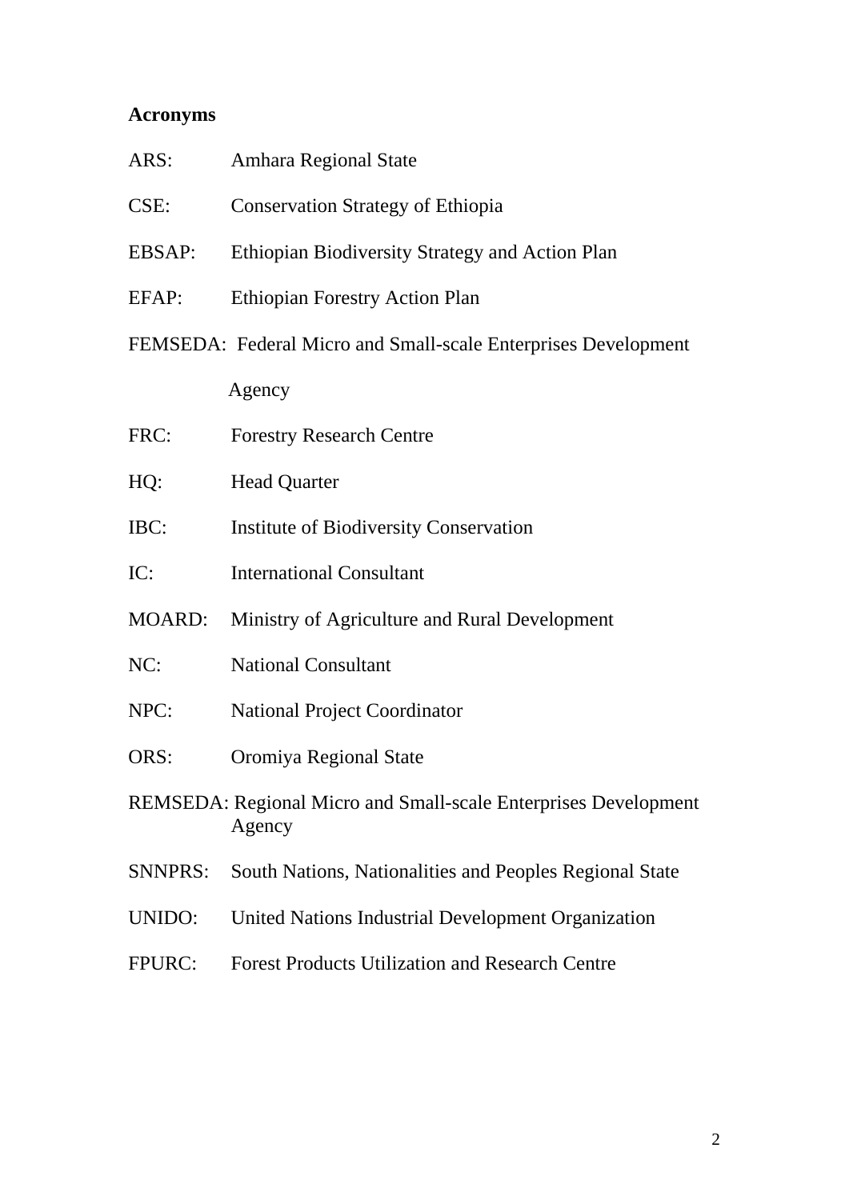**Acronyms**

ARS: Amhara Regional State

CSE: Conservation Strategy of Ethiopia

EBSAP: Ethiopian Biodiversity Strategy and Action Plan

EFAP: Ethiopian Forestry Action Plan

FEMSEDA: Federal Micro and Small-scale Enterprises Development Agency

FRC: Forestry Research Centre

HQ: Head Quarter

IBC: Institute of Biodiversity Conservation

IC: International Consultant

MOARD: Ministry of Agriculture and Rural Development

NC: National Consultant

NPC: National Project Coordinator

ORS: Oromiya Regional State

REMSEDA: Regional Micro and Small-scale Enterprises Development Agency

SNNPRS: South Nations, Nationalities and Peoples Regional State

UNIDO: United Nations Industrial Development Organization

FPURC: Forest Products Utilization and Research Centre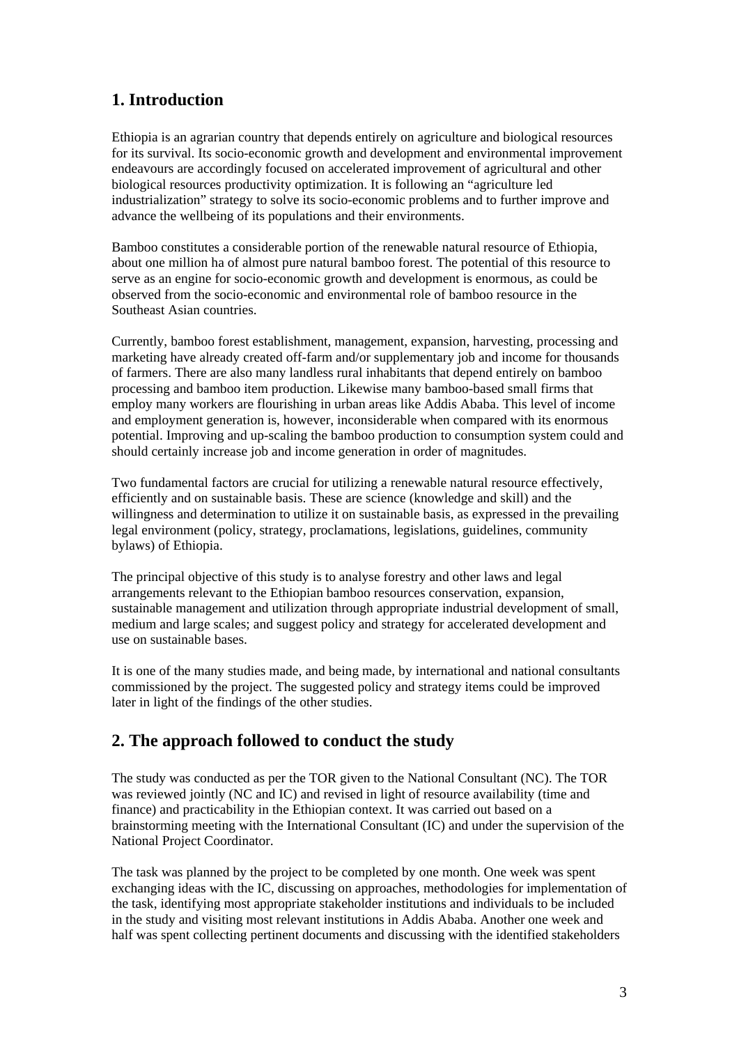## 1. Introduction

Ethiopia is an agrarian country that depends entirely on agriculture and biological resources for its survival. Its socio-economic growth and development and environmental improvement endeavours are accordingly focused on accelerated improvement of agricultural and other biological resources productivity optimization. It is following an "agriculture led industrialization" strategy to solve its socio-economic problems and to further improve and advance the wellbeing of its populations and their environments.

Bamboo constitutes a considerable portion of the renewable natural resource of Ethiopia, about one million ha of almost pure natural bamboo forest. The potential of this resource to serve as an engine for socio-economic growth and development is enormous, as could be observed from the socio-economic and environmental role of bamboo resource in the Southeast Asian countries.

Currently, bamboo forest establishment, management, expansion, harvesting, processing and marketing have already created off-farm and/or supplementary job and income for thousands of farmers. There are also many landless rural inhabitants that depend entirely on bamboo processing and bamboo item production. Likewise many bamboo-based small firms that employ many workers are flourishing in urban areas like Addis Ababa. This level of income and employment generation is, however, inconsiderable when compared with its enormous potential. Improving and up-scaling the bamboo production to consumption system could and should certainly increase job and income generation in order of magnitudes.

Two fundamental factors are crucial for utilizing a renewable natural resource effectively, efficiently and on sustainable basis. These are science (knowledge and skill) and the willingness and determination to utilize it on sustainable basis, as expressed in the prevailing legal environment (policy, strategy, proclamations, legislations, guidelines, community bylaws) of Ethiopia.

The principal objective of this study is to analyse forestry and other laws and legal arrangements relevant to the Ethiopian bamboo resources conservation, expansion, sustainable management and utilization through appropriate industrial development of small, medium and large scales; and suggest policy and strategy for accelerated development and use on sustainable bases.

It is one of the many studies made, and being made, by international and national consultants commissioned by the project. The suggested policy and strategy items could be improved later in light of the findings of the other studies.

## 2. The approach followed to conduct the study

The study was conducted as per the TOR given to the National Consultant (NC). The TOR was reviewed jointly (NC and IC) and revised in light of resource availability (time and finance) and practicability in the Ethiopian context. It was carried out based on a brainstorming meeting with the International Consultant (IC) and under the supervision of the National Project Coordinator.

The task was planned by the project to be completed by one month. One week was spent exchanging ideas with the IC, discussing on approaches, methodologies for implementation of the task, identifying most appropriate stakeholder institutions and individuals to be included in the study and visiting most relevant institutions in Addis Ababa. Another one week and half was spent collecting pertinent documents and discussing with the identified stakeholders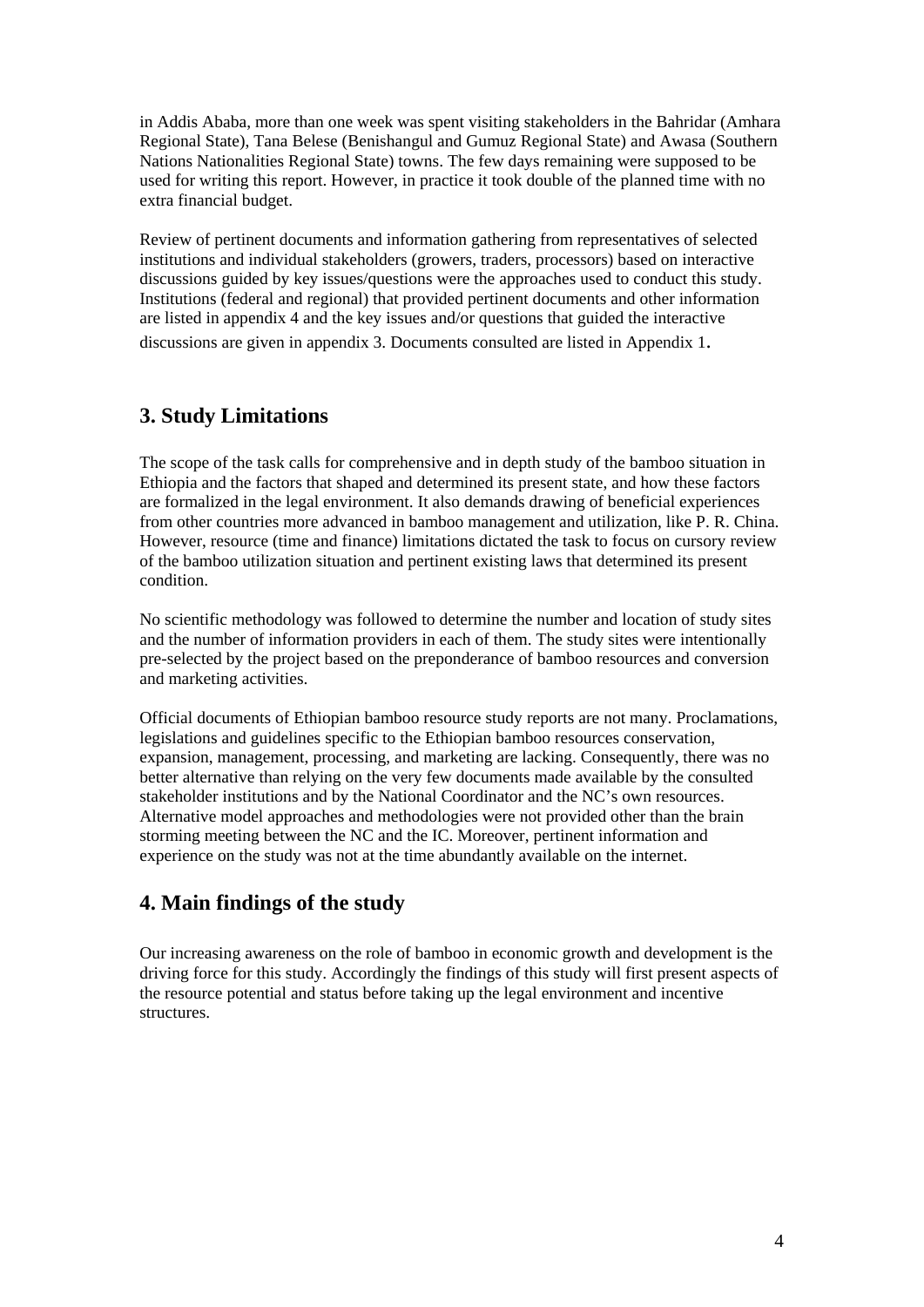in Addis Ababa, more than one week was spent visiting stakeholders in the Bahridar (Amhara Regional State), Tana Belese (Benishangul and Gumuz Regional State) and Awasa (Southern Nations Nationalities Regional State) towns. The few days remaining were supposed to be used for writing this report. However, in practice it took double of the planned time with no extra financial budget.

Review of pertinent documents and information gathering from representatives of selected institutions and individual stakeholders (growers, traders, processors) based on interactive discussions guided by key issues/questions were the approaches used to conduct this study. Institutions (federal and regional) that provided pertinent documents and other information are listed in appendix 4 and the key issues and/or questions that guided the interactive discussions are given in appendix 3. Documents consulted are listed in Appendix 1.

## 3. Study Limitations

The scope of the task calls for comprehensive and in depth study of the bamboo situation in Ethiopia and the factors that shaped and determined its present state, and how these factors are formalized in the legal environment. It also demands drawing of beneficial experiences from other countries more advanced in bamboo management and utilization, like P. R. China. However, resource (time and finance) limitations dictated the task to focus on cursory review of the bamboo utilization situation and pertinent existing laws that determined its present condition.

No scientific methodology was followed to determine the number and location of study sites and the number of information providers in each of them. The study sites were intentionally pre-selected by the project based on the preponderance of bamboo resources and conversion and marketing activities.

Official documents of Ethiopian bamboo resource study reports are not many. Proclamations, legislations and guidelines specific to the Ethiopian bamboo resources conservation, expansion, management, processing, and marketing are lacking. Consequently, there was no better alternative than relying on the very few documents made available by the consulted stakeholder institutions and by the National Coordinator and the NC's own resources. Alternative model approaches and methodologies were not provided other than the brain storming meeting between the NC and the IC. Moreover, pertinent information and experience on the study was not at the time abundantly available on the internet.

## 4. Main findings of the study

Our increasing awareness on the role of bamboo in economic growth and development is the driving force for this study. Accordingly the findings of this study will first present aspects of the resource potential and status before taking up the legal environment and incentive structures.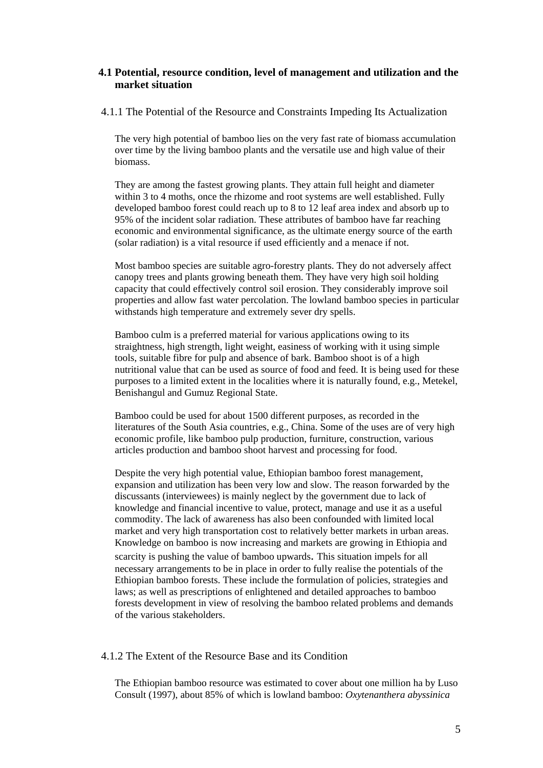## 4.1 Potential, resource condition, level of management and utilization and the market situation

### 4.1.1 The Potential of the Resource and Constraints Impeding Its Actualization

The very high potential of bamboo lies on the very fast rate of biomass accumulation over time by the living bamboo plants and the versatile use and high value of their biomass.

They are among the fastest growing plants. They attain full height and diameter within 3 to 4 moths, once the rhizome and root systems are well established. Fully developed bamboo forest could reach up to 8 to 12 leaf area index and absorb up to 95% of the incident solar radiation. These attributes of bamboo have far reaching economic and environmental significance, as the ultimate energy source of the earth (solar radiation) is a vital resource if used efficiently and a menace if not.

Most bamboo species are suitable agro-forestry plants. They do not adversely affect canopy trees and plants growing beneath them. They have very high soil holding capacity that could effectively control soil erosion. They considerably improve soil properties and allow fast water percolation. The lowland bamboo species in particular withstands high temperature and extremely sever dry spells.

Bamboo culm is a preferred material for various applications owing to its straightness, high strength, light weight, easiness of working with it using simple tools, suitable fibre for pulp and absence of bark. Bamboo shoot is of a high nutritional value that can be used as source of food and feed. It is being used for these purposes to a limited extent in the localities where it is naturally found, e.g., Metekel, Benishangul and Gumuz Regional State.

Bamboo could be used for about 1500 different purposes, as recorded in the literatures of the South Asia countries, e.g., China. Some of the uses are of very high economic profile, like bamboo pulp production, furniture, construction, various articles production and bamboo shoot harvest and processing for food.

Despite the very high potential value, Ethiopian bamboo forest management, expansion and utilization has been very low and slow. The reason forwarded by the discussants (interviewees) is mainly neglect by the government due to lack of knowledge and financial incentive to value, protect, manage and use it as a useful commodity. The lack of awareness has also been confounded with limited local market and very high transportation cost to relatively better markets in urban areas. Knowledge on bamboo is now increasing and markets are growing in Ethiopia and scarcity is pushing the value of bamboo upwards. This situation impels for all necessary arrangements to be in place in order to fully realise the potentials of the Ethiopian bamboo forests. These include the formulation of policies, strategies and laws; as well as prescriptions of enlightened and detailed approaches to bamboo forests development in view of resolving the bamboo related problems and demands of the various stakeholders.

### 4.1.2 The Extent of the Resource Base and its Condition

The Ethiopian bamboo resource was estimated to cover about one million ha by Luso Consult (1997), about 85% of which is lowland bamboo: *Oxytenanthera abyssinica*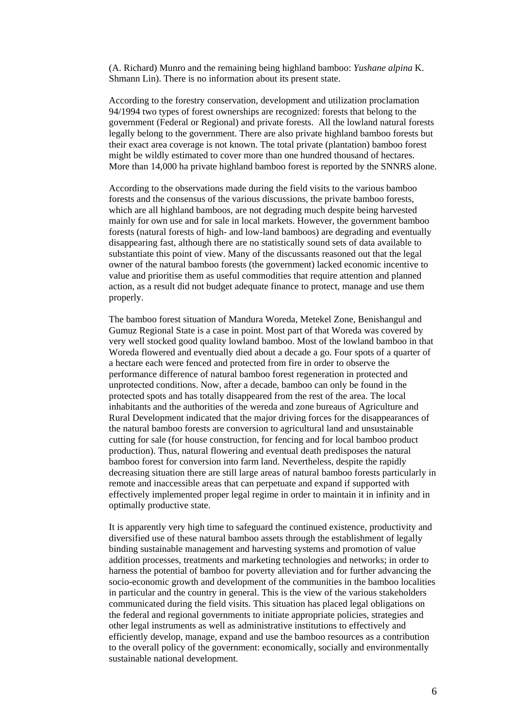(A. Richard) Munro and the remaining being highland bamboo: *Yushane alpina* K. Shmann Lin). There is no information about its present state.

According to the forestry conservation, development and utilization proclamation 94/1994 two types of forest ownerships are recognized: forests that belong to the government (Federal or Regional) and private forests. All the lowland natural forests legally belong to the government. There are also private highland bamboo forests but their exact area coverage is not known. The total private (plantation) bamboo forest might be wildly estimated to cover more than one hundred thousand of hectares. More than 14,000 ha private highland bamboo forest is reported by the SNNRS alone.

According to the observations made during the field visits to the various bamboo forests and the consensus of the various discussions, the private bamboo forests, which are all highland bamboos, are not degrading much despite being harvested mainly for own use and for sale in local markets. However, the government bamboo forests (natural forests of high- and low-land bamboos) are degrading and eventually disappearing fast, although there are no statistically sound sets of data available to substantiate this point of view. Many of the discussants reasoned out that the legal owner of the natural bamboo forests (the government) lacked economic incentive to value and prioritise them as useful commodities that require attention and planned action, as a result did not budget adequate finance to protect, manage and use them properly.

The bamboo forest situation of Mandura Woreda, Metekel Zone, Benishangul and Gumuz Regional State is a case in point. Most part of that Woreda was covered by very well stocked good quality lowland bamboo. Most of the lowland bamboo in that Woreda flowered and eventually died about a decade a go. Four spots of a quarter of a hectare each were fenced and protected from fire in order to observe the performance difference of natural bamboo forest regeneration in protected and unprotected conditions. Now, after a decade, bamboo can only be found in the protected spots and has totally disappeared from the rest of the area. The local inhabitants and the authorities of the wereda and zone bureaus of Agriculture and Rural Development indicated that the major driving forces for the disappearances of the natural bamboo forests are conversion to agricultural land and unsustainable cutting for sale (for house construction, for fencing and for local bamboo product production). Thus, natural flowering and eventual death predisposes the natural bamboo forest for conversion into farm land. Nevertheless, despite the rapidly decreasing situation there are still large areas of natural bamboo forests particularly in remote and inaccessible areas that can perpetuate and expand if supported with effectively implemented proper legal regime in order to maintain it in infinity and in optimally productive state.

It is apparently very high time to safeguard the continued existence, productivity and diversified use of these natural bamboo assets through the establishment of legally binding sustainable management and harvesting systems and promotion of value addition processes, treatments and marketing technologies and networks; in order to harness the potential of bamboo for poverty alleviation and for further advancing the socio-economic growth and development of the communities in the bamboo localities in particular and the country in general. This is the view of the various stakeholders communicated during the field visits. This situation has placed legal obligations on the federal and regional governments to initiate appropriate policies, strategies and other legal instruments as well as administrative institutions to effectively and efficiently develop, manage, expand and use the bamboo resources as a contribution to the overall policy of the government: economically, socially and environmentally sustainable national development.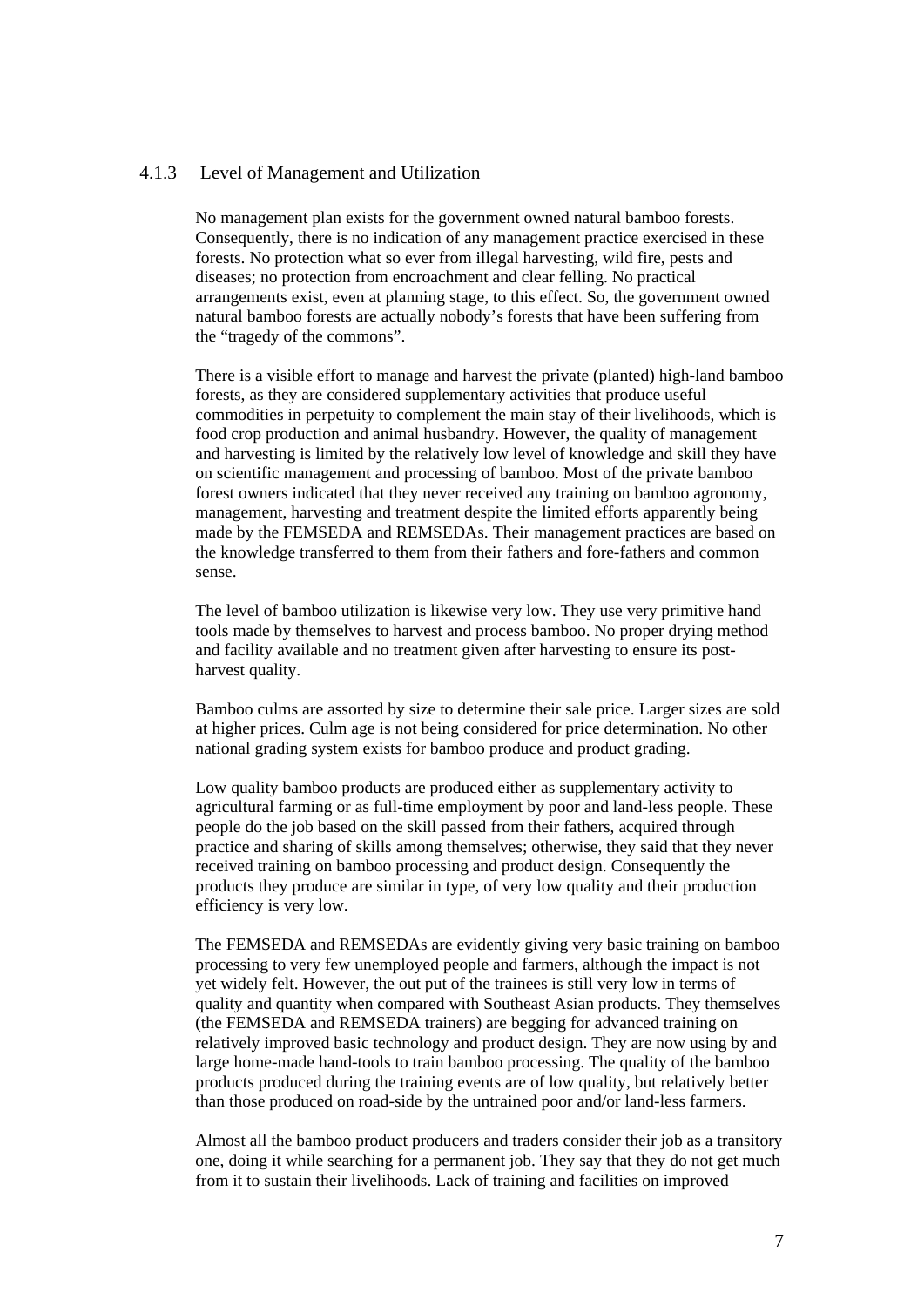### 4.1.3 Level of Management and Utilization

No management plan exists for the government owned natural bamboo forests. Consequently, there is no indication of any management practice exercised in these forests. No protection what so ever from illegal harvesting, wild fire, pests and diseases; no protection from encroachment and clear felling. No practical arrangements exist, even at planning stage, to this effect. So, the government owned natural bamboo forests are actually nobody's forests that have been suffering from the "tragedy of the commons".

There is a visible effort to manage and harvest the private (planted) high-land bamboo forests, as they are considered supplementary activities that produce useful commodities in perpetuity to complement the main stay of their livelihoods, which is food crop production and animal husbandry. However, the quality of management and harvesting is limited by the relatively low level of knowledge and skill they have on scientific management and processing of bamboo. Most of the private bamboo forest owners indicated that they never received any training on bamboo agronomy, management, harvesting and treatment despite the limited efforts apparently being made by the FEMSEDA and REMSEDAs. Their management practices are based on the knowledge transferred to them from their fathers and fore-fathers and common sense.

The level of bamboo utilization is likewise very low. They use very primitive hand tools made by themselves to harvest and process bamboo. No proper drying method and facility available and no treatment given after harvesting to ensure its post-harvest quality.

Bamboo culms are assorted by size to determine their sale price. Larger sizes are sold at higher prices. Culm age is not being considered for price determination. No other national grading system exists for bamboo produce and product grading.

Low quality bamboo products are produced either as supplementary activity to agricultural farming or as full-time employment by poor and land-less people. These people do the job based on the skill passed from their fathers, acquired through practice and sharing of skills among themselves; otherwise, they said that they never received training on bamboo processing and product design. Consequently the products they produce are similar in type, of very low quality and their production efficiency is very low.

The FEMSEDA and REMSEDAs are evidently giving very basic training on bamboo processing to very few unemployed people and farmers, although the impact is not yet widely felt. However, the out put of the trainees is still very low in terms of quality and quantity when compared with Southeast Asian products. They themselves (the FEMSEDA and REMSEDA trainers) are begging for advanced training on relatively improved basic technology and product design. They are now using by and large home-made hand-tools to train bamboo processing. The quality of the bamboo products produced during the training events are of low quality, but relatively better than those produced on road-side by the untrained poor and/or land-less farmers.

Almost all the bamboo product producers and traders consider their job as a transitory one, doing it while searching for a permanent job. They say that they do not get much from it to sustain their livelihoods. Lack of training and facilities on improved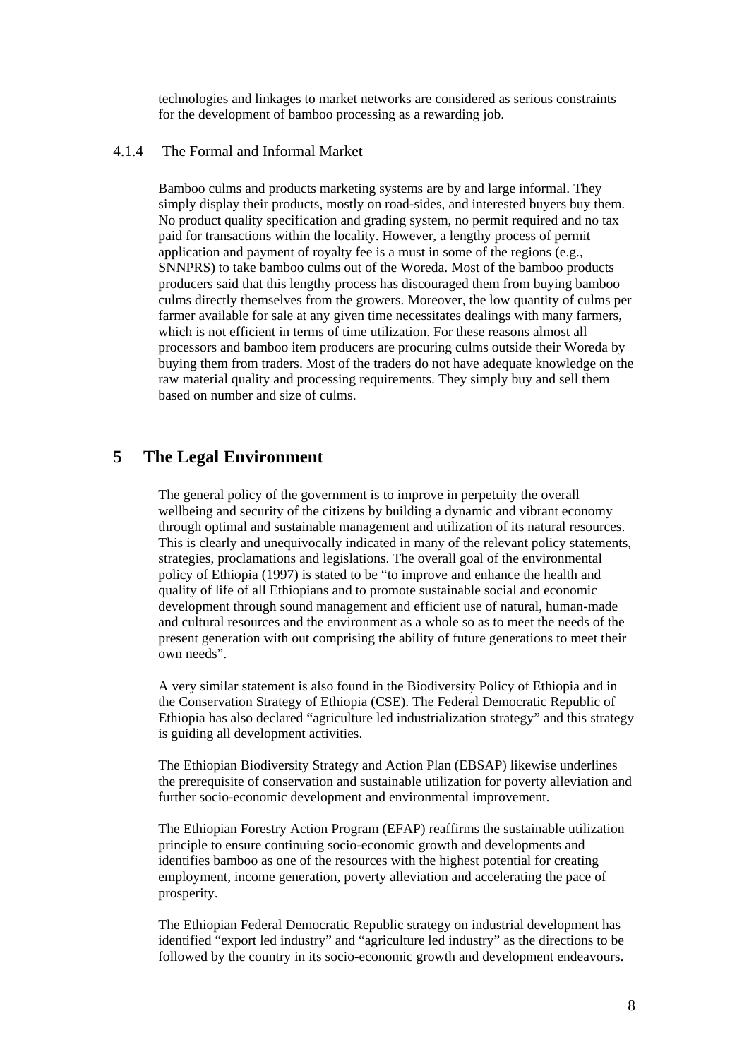technologies and linkages to market networks are considered as serious constraints for the development of bamboo processing as a rewarding job.

### 4.1.4 The Formal and Informal Market

Bamboo culms and products marketing systems are by and large informal. They simply display their products, mostly on road-sides, and interested buyers buy them. No product quality specification and grading system, no permit required and no tax paid for transactions within the locality. However, a lengthy process of permit application and payment of royalty fee is a must in some of the regions (e.g., SNNPRS) to take bamboo culms out of the Woreda. Most of the bamboo products producers said that this lengthy process has discouraged them from buying bamboo culms directly themselves from the growers. Moreover, the low quantity of culms per farmer available for sale at any given time necessitates dealings with many farmers, which is not efficient in terms of time utilization. For these reasons almost all processors and bamboo item producers are procuring culms outside their Woreda by buying them from traders. Most of the traders do not have adequate knowledge on the raw material quality and processing requirements. They simply buy and sell them based on number and size of culms.

# 5 The Legal Environment

The general policy of the government is to improve in perpetuity the overall wellbeing and security of the citizens by building a dynamic and vibrant economy through optimal and sustainable management and utilization of its natural resources. This is clearly and unequivocally indicated in many of the relevant policy statements, strategies, proclamations and legislations. The overall goal of the environmental policy of Ethiopia (1997) is stated to be "to improve and enhance the health and quality of life of all Ethiopians and to promote sustainable social and economic development through sound management and efficient use of natural, human-made and cultural resources and the environment as a whole so as to meet the needs of the present generation with out comprising the ability of future generations to meet their own needs".

A very similar statement is also found in the Biodiversity Policy of Ethiopia and in the Conservation Strategy of Ethiopia (CSE). The Federal Democratic Republic of Ethiopia has also declared "agriculture led industrialization strategy" and this strategy is guiding all development activities.

The Ethiopian Biodiversity Strategy and Action Plan (EBSAP) likewise underlines the prerequisite of conservation and sustainable utilization for poverty alleviation and further socio-economic development and environmental improvement.

The Ethiopian Forestry Action Program (EFAP) reaffirms the sustainable utilization principle to ensure continuing socio-economic growth and developments and identifies bamboo as one of the resources with the highest potential for creating employment, income generation, poverty alleviation and accelerating the pace of prosperity.

The Ethiopian Federal Democratic Republic strategy on industrial development has identified "export led industry" and "agriculture led industry" as the directions to be followed by the country in its socio-economic growth and development endeavours.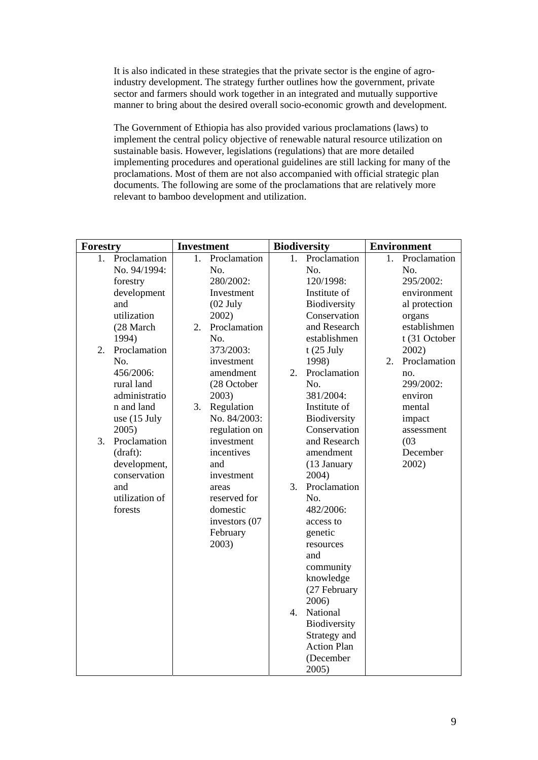It is also indicated in these strategies that the private sector is the engine of agro-industry development. The strategy further outlines how the government, private sector and farmers should work together in an integrated and mutually supportive manner to bring about the desired overall socio-economic growth and development.

The Government of Ethiopia has also provided various proclamations (laws) to implement the central policy objective of renewable natural resource utilization on sustainable basis. However, legislations (regulations) that are more detailed implementing procedures and operational guidelines are still lacking for many of the proclamations. Most of them are not also accompanied with official strategic plan documents. The following are some of the proclamations that are relatively more relevant to bamboo development and utilization.

| Forestry | Investment | Biodiversity | Environment |
|---|---|---|---|
| 1. Proclamation No. 94/1994: forestry development and utilization (28 March 1994)<br>2. Proclamation No. 456/2006: rural land administration and land use (15 July 2005)<br>3. Proclamation (draft): development, conservation and utilization of forests | 1. Proclamation No. 280/2002: Investment (02 July 2002)<br>2. Proclamation No. 373/2003: investment amendment (28 October 2003)<br>3. Regulation No. 84/2003: regulation on investment incentives and investment areas reserved for domestic investors (07 February 2003) | 1. Proclamation No. 120/1998: Institute of Biodiversity Conservation and Research establishment (25 July 1998)<br>2. Proclamation No. 381/2004: Institute of Biodiversity Conservation and Research amendment (13 January 2004)<br>3. Proclamation No. 482/2006: access to genetic resources and community knowledge (27 February 2006)<br>4. National Biodiversity Strategy and Action Plan (December 2005) | 1. Proclamation No. 295/2002: environmental protection organs establishment (31 October 2002)<br>2. Proclamation no. 299/2002: environ mental impact assessment (03 December 2002) |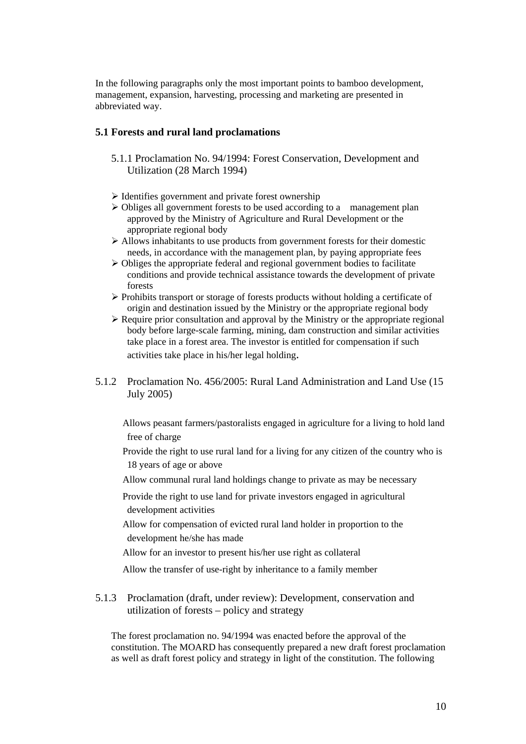In the following paragraphs only the most important points to bamboo development, management, expansion, harvesting, processing and marketing are presented in abbreviated way.

## 5.1 Forests and rural land proclamations

### 5.1.1 Proclamation No. 94/1994: Forest Conservation, Development and Utilization (28 March 1994)

- Identifies government and private forest ownership
- Obliges all government forests to be used according to a management plan approved by the Ministry of Agriculture and Rural Development or the appropriate regional body
- Allows inhabitants to use products from government forests for their domestic needs, in accordance with the management plan, by paying appropriate fees
- Obliges the appropriate federal and regional government bodies to facilitate conditions and provide technical assistance towards the development of private forests
- Prohibits transport or storage of forests products without holding a certificate of origin and destination issued by the Ministry or the appropriate regional body
- Require prior consultation and approval by the Ministry or the appropriate regional body before large-scale farming, mining, dam construction and similar activities take place in a forest area. The investor is entitled for compensation if such activities take place in his/her legal holding.

### 5.1.2 Proclamation No. 456/2005: Rural Land Administration and Land Use (15 July 2005)

- Allows peasant farmers/pastoralists engaged in agriculture for a living to hold land free of charge
- Provide the right to use rural land for a living for any citizen of the country who is 18 years of age or above
- Allow communal rural land holdings change to private as may be necessary
- Provide the right to use land for private investors engaged in agricultural development activities
- Allow for compensation of evicted rural land holder in proportion to the development he/she has made
- Allow for an investor to present his/her use right as collateral
- Allow the transfer of use-right by inheritance to a family member

### 5.1.3 Proclamation (draft, under review): Development, conservation and utilization of forests – policy and strategy

The forest proclamation no. 94/1994 was enacted before the approval of the constitution. The MOARD has consequently prepared a new draft forest proclamation as well as draft forest policy and strategy in light of the constitution. The following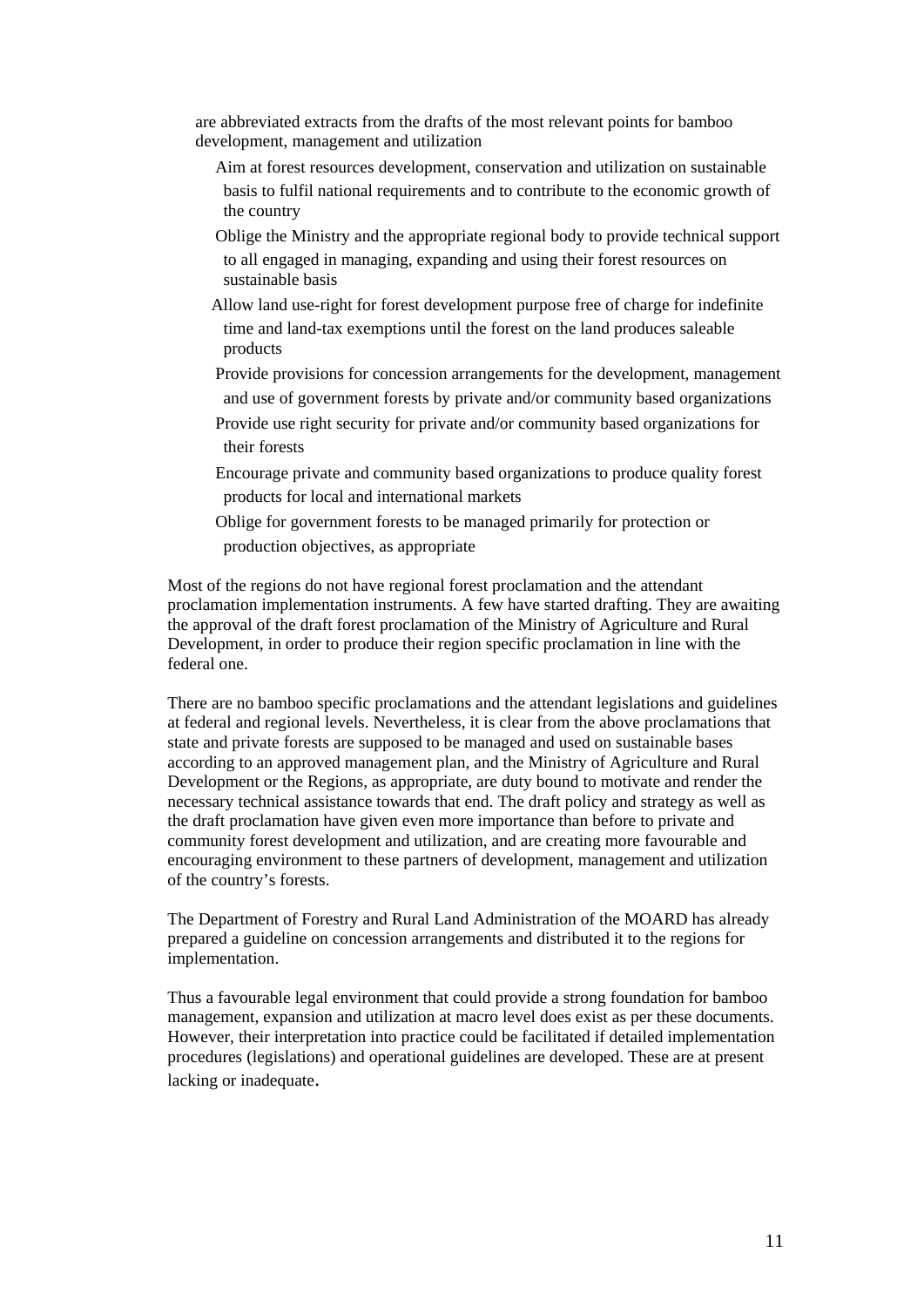are abbreviated extracts from the drafts of the most relevant points for bamboo development, management and utilization

- Aim at forest resources development, conservation and utilization on sustainable basis to fulfil national requirements and to contribute to the economic growth of the country
- Oblige the Ministry and the appropriate regional body to provide technical support to all engaged in managing, expanding and using their forest resources on sustainable basis
- Allow land use-right for forest development purpose free of charge for indefinite time and land-tax exemptions until the forest on the land produces saleable products
- Provide provisions for concession arrangements for the development, management and use of government forests by private and/or community based organizations
- Provide use right security for private and/or community based organizations for their forests
- Encourage private and community based organizations to produce quality forest products for local and international markets
- Oblige for government forests to be managed primarily for protection or production objectives, as appropriate

Most of the regions do not have regional forest proclamation and the attendant proclamation implementation instruments. A few have started drafting. They are awaiting the approval of the draft forest proclamation of the Ministry of Agriculture and Rural Development, in order to produce their region specific proclamation in line with the federal one.

There are no bamboo specific proclamations and the attendant legislations and guidelines at federal and regional levels. Nevertheless, it is clear from the above proclamations that state and private forests are supposed to be managed and used on sustainable bases according to an approved management plan, and the Ministry of Agriculture and Rural Development or the Regions, as appropriate, are duty bound to motivate and render the necessary technical assistance towards that end. The draft policy and strategy as well as the draft proclamation have given even more importance than before to private and community forest development and utilization, and are creating more favourable and encouraging environment to these partners of development, management and utilization of the country's forests.

The Department of Forestry and Rural Land Administration of the MOARD has already prepared a guideline on concession arrangements and distributed it to the regions for implementation.

Thus a favourable legal environment that could provide a strong foundation for bamboo management, expansion and utilization at macro level does exist as per these documents. However, their interpretation into practice could be facilitated if detailed implementation procedures (legislations) and operational guidelines are developed. These are at present lacking or inadequate.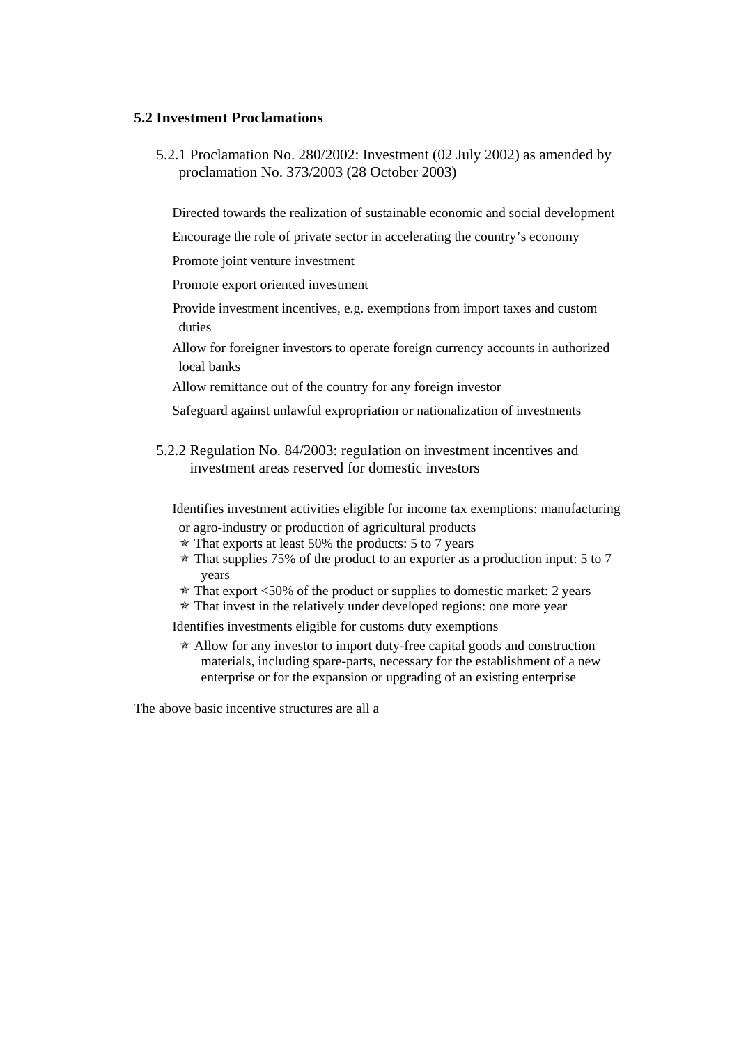## 5.2 Investment Proclamations

### 5.2.1 Proclamation No. 280/2002: Investment (02 July 2002) as amended by proclamation No. 373/2003 (28 October 2003)

- Directed towards the realization of sustainable economic and social development
- Encourage the role of private sector in accelerating the country's economy
- Promote joint venture investment
- Promote export oriented investment
- Provide investment incentives, e.g. exemptions from import taxes and custom duties
- Allow for foreigner investors to operate foreign currency accounts in authorized local banks
- Allow remittance out of the country for any foreign investor
- Safeguard against unlawful expropriation or nationalization of investments

### 5.2.2 Regulation No. 84/2003: regulation on investment incentives and investment areas reserved for domestic investors

- Identifies investment activities eligible for income tax exemptions: manufacturing or agro-industry or production of agricultural products
  - That exports at least 50% the products: 5 to 7 years
  - That supplies 75% of the product to an exporter as a production input: 5 to 7 years
  - That export <50% of the product or supplies to domestic market: 2 years
  - That invest in the relatively under developed regions: one more year
- Identifies investments eligible for customs duty exemptions
  - Allow for any investor to import duty-free capital goods and construction materials, including spare-parts, necessary for the establishment of a new enterprise or for the expansion or upgrading of an existing enterprise

The above basic incentive structures are all a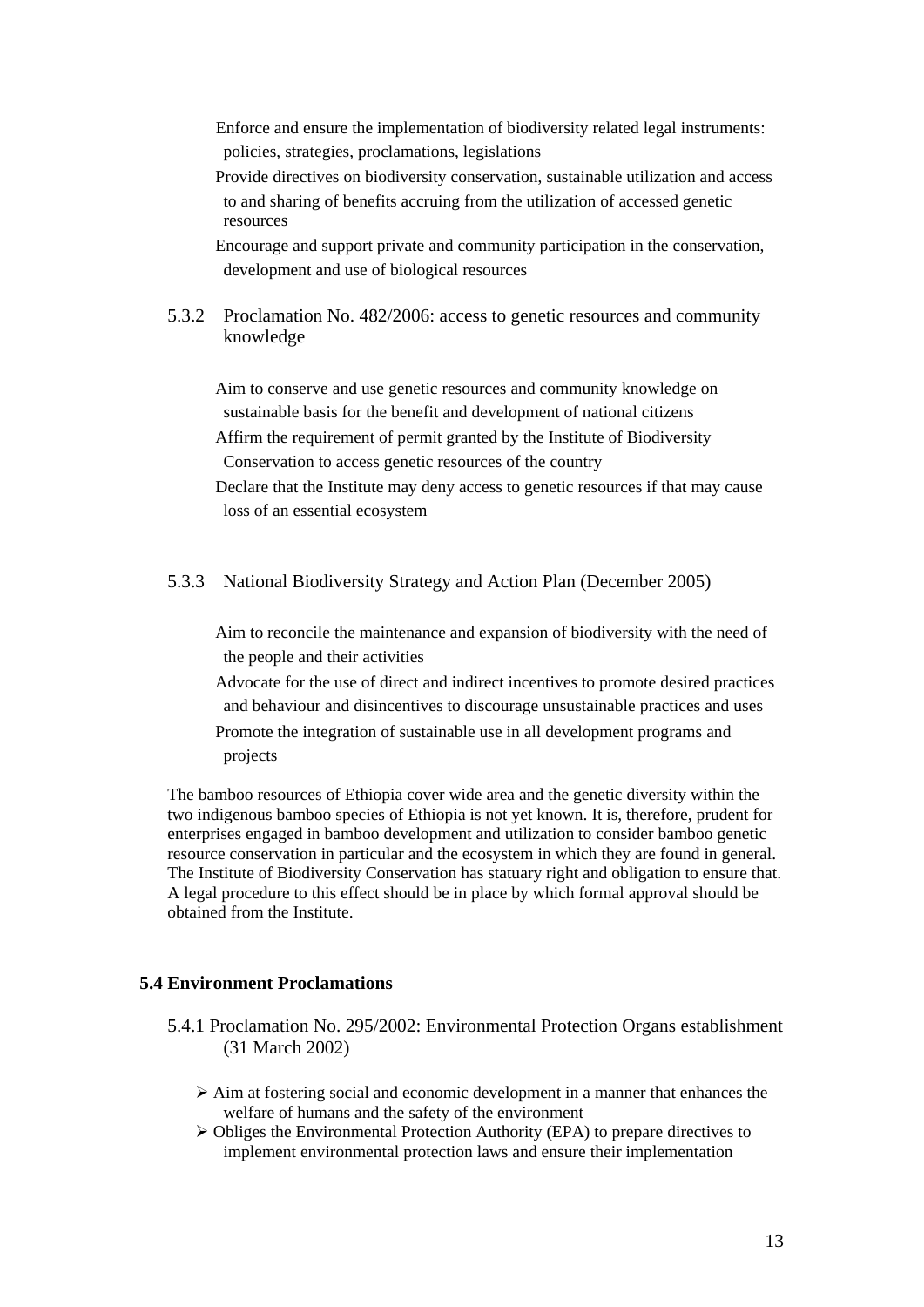- Enforce and ensure the implementation of biodiversity related legal instruments: policies, strategies, proclamations, legislations
- Provide directives on biodiversity conservation, sustainable utilization and access to and sharing of benefits accruing from the utilization of accessed genetic resources
- Encourage and support private and community participation in the conservation, development and use of biological resources

#### 5.3.2 Proclamation No. 482/2006: access to genetic resources and community knowledge

- Aim to conserve and use genetic resources and community knowledge on sustainable basis for the benefit and development of national citizens
- Affirm the requirement of permit granted by the Institute of Biodiversity Conservation to access genetic resources of the country
- Declare that the Institute may deny access to genetic resources if that may cause loss of an essential ecosystem

#### 5.3.3 National Biodiversity Strategy and Action Plan (December 2005)

- Aim to reconcile the maintenance and expansion of biodiversity with the need of the people and their activities
- Advocate for the use of direct and indirect incentives to promote desired practices and behaviour and disincentives to discourage unsustainable practices and uses
- Promote the integration of sustainable use in all development programs and projects

The bamboo resources of Ethiopia cover wide area and the genetic diversity within the two indigenous bamboo species of Ethiopia is not yet known. It is, therefore, prudent for enterprises engaged in bamboo development and utilization to consider bamboo genetic resource conservation in particular and the ecosystem in which they are found in general. The Institute of Biodiversity Conservation has statuary right and obligation to ensure that. A legal procedure to this effect should be in place by which formal approval should be obtained from the Institute.

### 5.4 Environment Proclamations

#### 5.4.1 Proclamation No. 295/2002: Environmental Protection Organs establishment (31 March 2002)

- Aim at fostering social and economic development in a manner that enhances the welfare of humans and the safety of the environment
- Obliges the Environmental Protection Authority (EPA) to prepare directives to implement environmental protection laws and ensure their implementation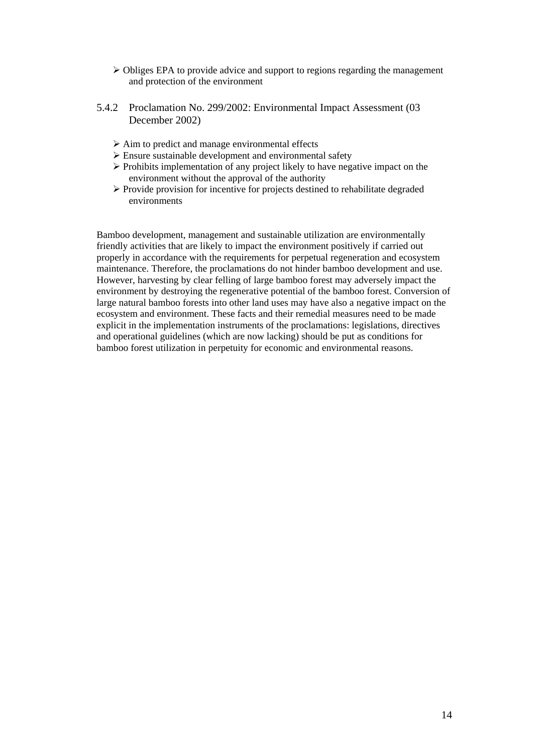- Obliges EPA to provide advice and support to regions regarding the management and protection of the environment

### 5.4.2 Proclamation No. 299/2002: Environmental Impact Assessment (03 December 2002)

- Aim to predict and manage environmental effects
- Ensure sustainable development and environmental safety
- Prohibits implementation of any project likely to have negative impact on the environment without the approval of the authority
- Provide provision for incentive for projects destined to rehabilitate degraded environments

Bamboo development, management and sustainable utilization are environmentally friendly activities that are likely to impact the environment positively if carried out properly in accordance with the requirements for perpetual regeneration and ecosystem maintenance. Therefore, the proclamations do not hinder bamboo development and use. However, harvesting by clear felling of large bamboo forest may adversely impact the environment by destroying the regenerative potential of the bamboo forest. Conversion of large natural bamboo forests into other land uses may have also a negative impact on the ecosystem and environment. These facts and their remedial measures need to be made explicit in the implementation instruments of the proclamations: legislations, directives and operational guidelines (which are now lacking) should be put as conditions for bamboo forest utilization in perpetuity for economic and environmental reasons.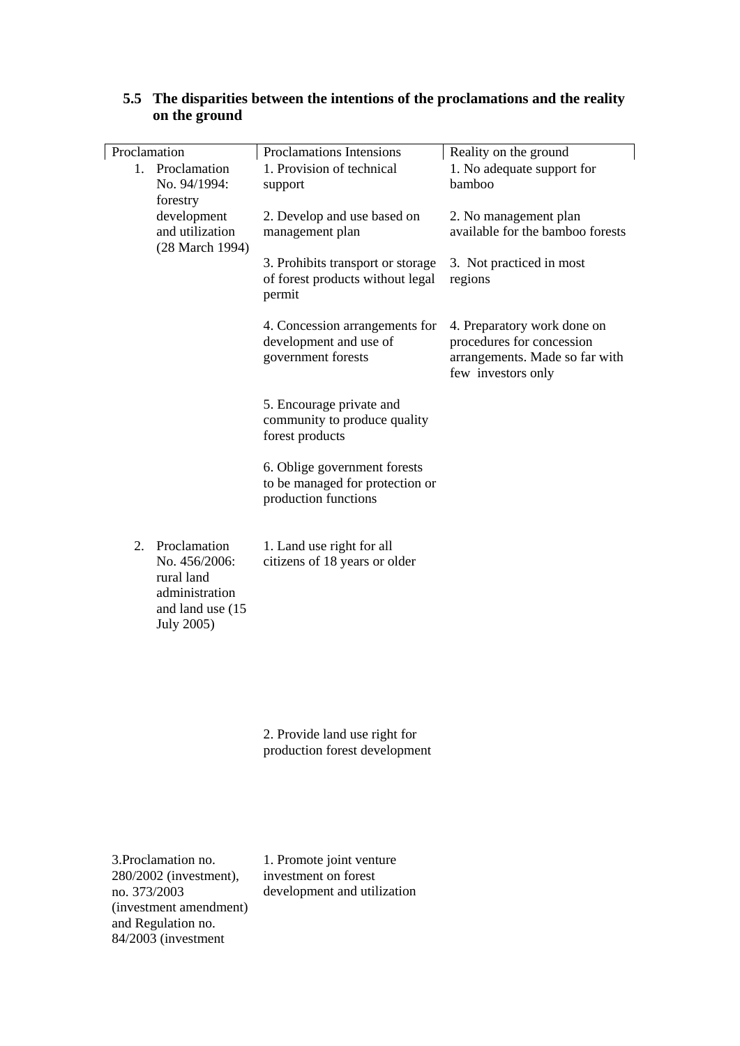### 5.5 The disparities between the intentions of the proclamations and the reality on the ground

| Proclamation | Proclamations Intensions | Reality on the ground |
|---|---|---|
| 1. Proclamation No. 94/1994: forestry development and utilization (28 March 1994) | 1. Provision of technical support | 1. No adequate support for bamboo |
| | 2. Develop and use based on management plan | 2. No management plan available for the bamboo forests |
| | 3. Prohibits transport or storage of forest products without legal permit | 3. Not practiced in most regions |
| | 4. Concession arrangements for development and use of government forests | 4. Preparatory work done on procedures for concession arrangements. Made so far with few investors only |
| | 5. Encourage private and community to produce quality forest products | |
| | 6. Oblige government forests to be managed for protection or production functions | |
| 2. Proclamation No. 456/2006: rural land administration and land use (15 July 2005) | 1. Land use right for all citizens of 18 years or older | |
| | 2. Provide land use right for production forest development | |
| 3.Proclamation no. 280/2002 (investment), no. 373/2003 (investment amendment) and Regulation no. 84/2003 (investment | 1. Promote joint venture investment on forest development and utilization | |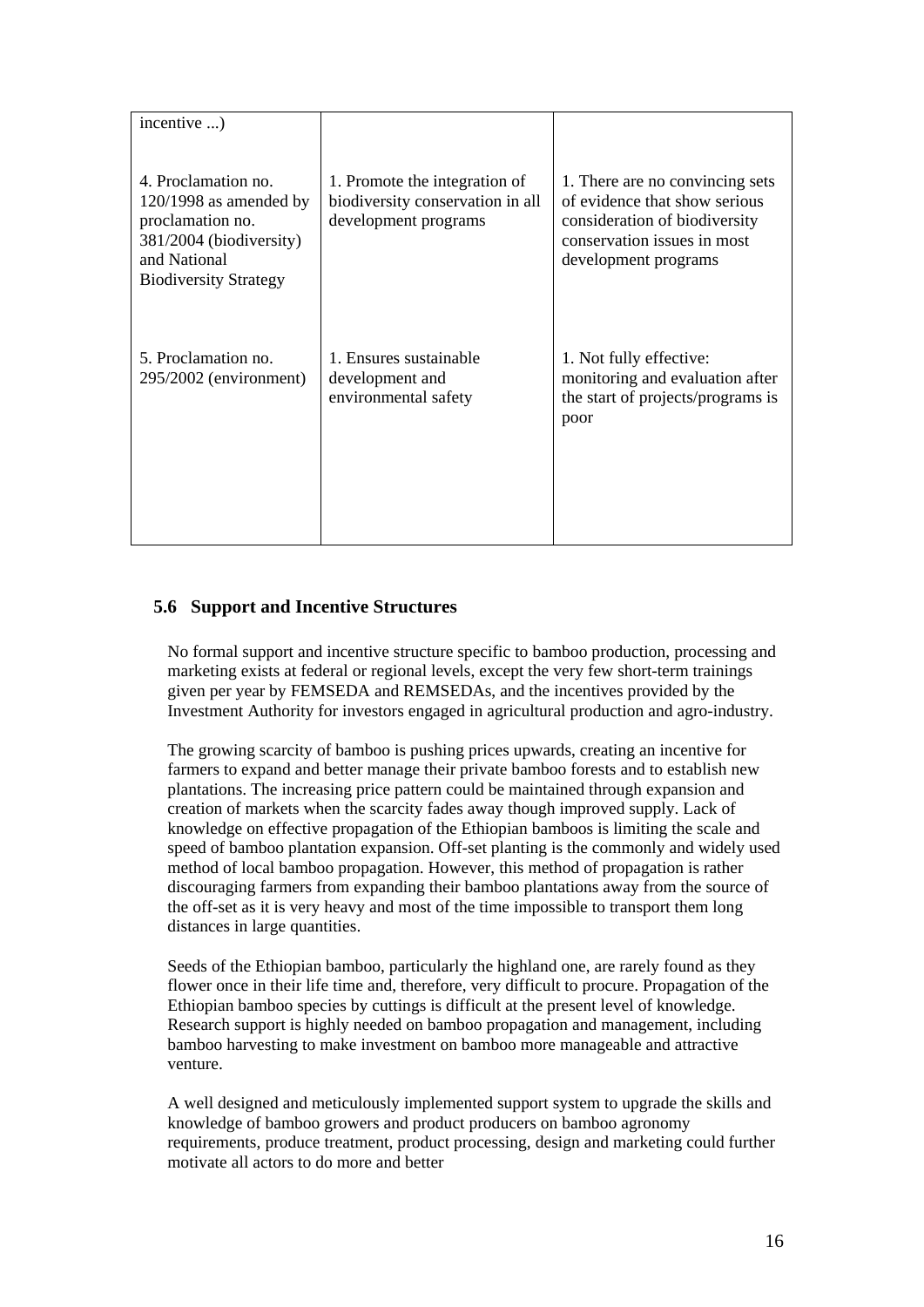| | | |
|---|---|---|
| incentive ...) | | |
| 4. Proclamation no. 120/1998 as amended by proclamation no. 381/2004 (biodiversity) and National Biodiversity Strategy | 1. Promote the integration of biodiversity conservation in all development programs | 1. There are no convincing sets of evidence that show serious consideration of biodiversity conservation issues in most development programs |
| 5. Proclamation no. 295/2002 (environment) | 1. Ensures sustainable development and environmental safety | 1. Not fully effective: monitoring and evaluation after the start of projects/programs is poor |

## 5.6 Support and Incentive Structures

No formal support and incentive structure specific to bamboo production, processing and marketing exists at federal or regional levels, except the very few short-term trainings given per year by FEMSEDA and REMSEDAs, and the incentives provided by the Investment Authority for investors engaged in agricultural production and agro-industry.

The growing scarcity of bamboo is pushing prices upwards, creating an incentive for farmers to expand and better manage their private bamboo forests and to establish new plantations. The increasing price pattern could be maintained through expansion and creation of markets when the scarcity fades away though improved supply. Lack of knowledge on effective propagation of the Ethiopian bamboos is limiting the scale and speed of bamboo plantation expansion. Off-set planting is the commonly and widely used method of local bamboo propagation. However, this method of propagation is rather discouraging farmers from expanding their bamboo plantations away from the source of the off-set as it is very heavy and most of the time impossible to transport them long distances in large quantities.

Seeds of the Ethiopian bamboo, particularly the highland one, are rarely found as they flower once in their life time and, therefore, very difficult to procure. Propagation of the Ethiopian bamboo species by cuttings is difficult at the present level of knowledge. Research support is highly needed on bamboo propagation and management, including bamboo harvesting to make investment on bamboo more manageable and attractive venture.

A well designed and meticulously implemented support system to upgrade the skills and knowledge of bamboo growers and product producers on bamboo agronomy requirements, produce treatment, product processing, design and marketing could further motivate all actors to do more and better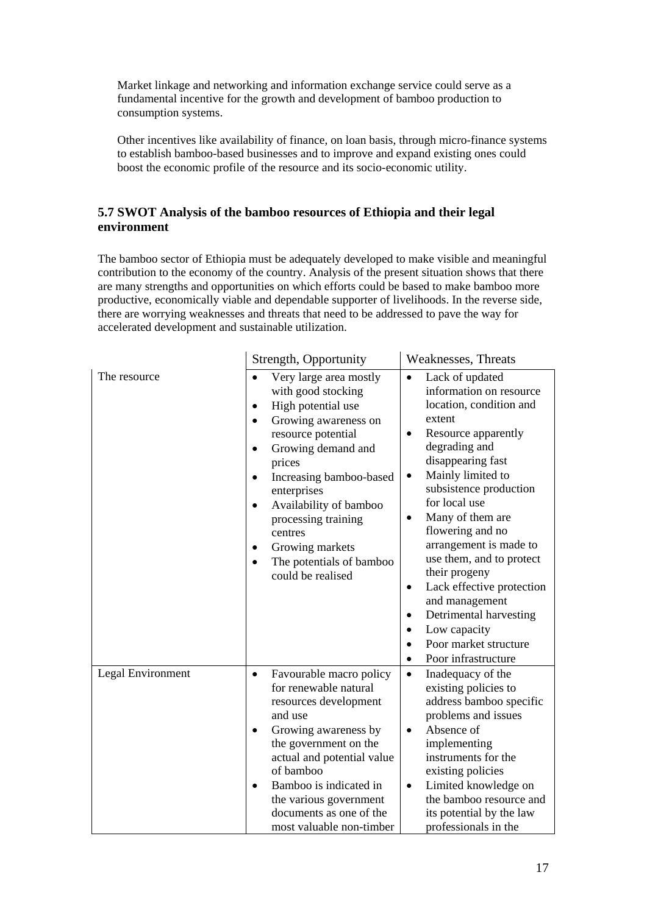Market linkage and networking and information exchange service could serve as a fundamental incentive for the growth and development of bamboo production to consumption systems.

Other incentives like availability of finance, on loan basis, through micro-finance systems to establish bamboo-based businesses and to improve and expand existing ones could boost the economic profile of the resource and its socio-economic utility.

## 5.7 SWOT Analysis of the bamboo resources of Ethiopia and their legal environment

The bamboo sector of Ethiopia must be adequately developed to make visible and meaningful contribution to the economy of the country. Analysis of the present situation shows that there are many strengths and opportunities on which efforts could be based to make bamboo more productive, economically viable and dependable supporter of livelihoods. In the reverse side, there are worrying weaknesses and threats that need to be addressed to pave the way for accelerated development and sustainable utilization.

| | Strength, Opportunity | Weaknesses, Threats |
|---|---|---|
| The resource | • Very large area mostly with good stocking<br>• High potential use<br>• Growing awareness on resource potential<br>• Growing demand and prices<br>• Increasing bamboo-based enterprises<br>• Availability of bamboo processing training centres<br>• Growing markets<br>• The potentials of bamboo could be realised | • Lack of updated information on resource location, condition and extent<br>• Resource apparently degrading and disappearing fast<br>• Mainly limited to subsistence production for local use<br>• Many of them are flowering and no arrangement is made to use them, and to protect their progeny<br>• Lack effective protection and management<br>• Detrimental harvesting<br>• Low capacity<br>• Poor market structure<br>• Poor infrastructure |
| Legal Environment | • Favourable macro policy for renewable natural resources development and use<br>• Growing awareness by the government on the actual and potential value of bamboo<br>• Bamboo is indicated in the various government documents as one of the most valuable non-timber | • Inadequacy of the existing policies to address bamboo specific problems and issues<br>• Absence of implementing instruments for the existing policies<br>• Limited knowledge on the bamboo resource and its potential by the law professionals in the |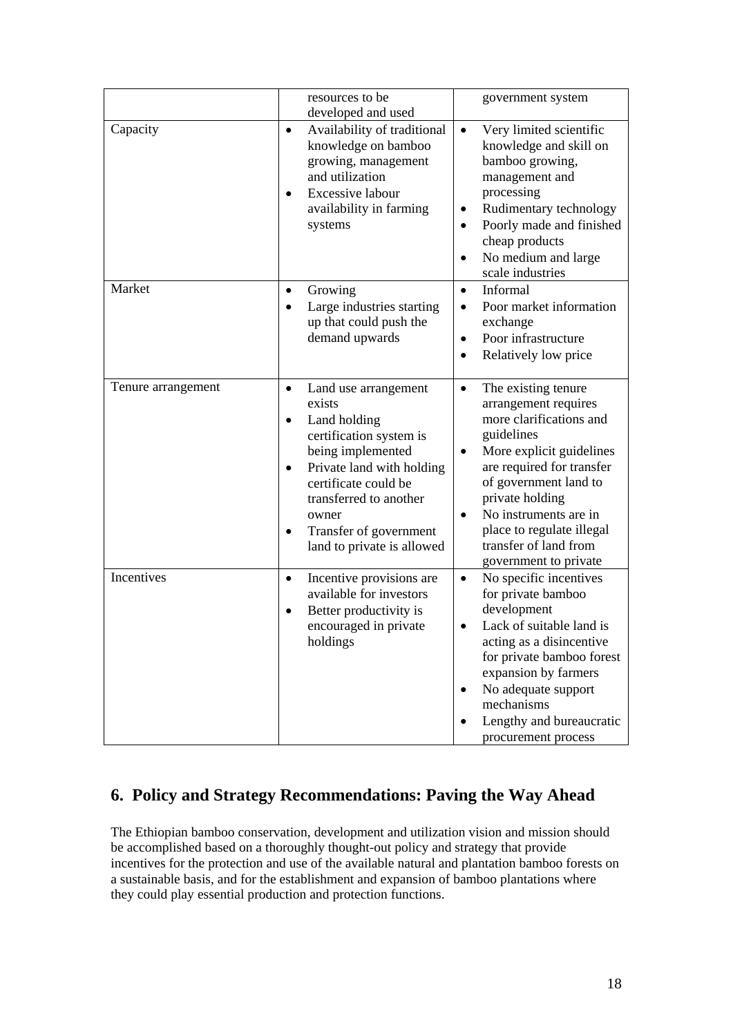| | | |
|---|---|---|
| | resources to be developed and used | government system |
| Capacity | • Availability of traditional knowledge on bamboo growing, management and utilization<br>• Excessive labour availability in farming systems | • Very limited scientific knowledge and skill on bamboo growing, management and processing<br>• Rudimentary technology<br>• Poorly made and finished cheap products<br>• No medium and large scale industries |
| Market | • Growing<br>• Large industries starting up that could push the demand upwards | • Informal<br>• Poor market information exchange<br>• Poor infrastructure<br>• Relatively low price |
| Tenure arrangement | • Land use arrangement exists<br>• Land holding certification system is being implemented<br>• Private land with holding certificate could be transferred to another owner<br>• Transfer of government land to private is allowed | • The existing tenure arrangement requires more clarifications and guidelines<br>• More explicit guidelines are required for transfer of government land to private holding<br>• No instruments are in place to regulate illegal transfer of land from government to private |
| Incentives | • Incentive provisions are available for investors<br>• Better productivity is encouraged in private holdings | • No specific incentives for private bamboo development<br>• Lack of suitable land is acting as a disincentive for private bamboo forest expansion by farmers<br>• No adequate support mechanisms<br>• Lengthy and bureaucratic procurement process |

## 6. Policy and Strategy Recommendations: Paving the Way Ahead

The Ethiopian bamboo conservation, development and utilization vision and mission should be accomplished based on a thoroughly thought-out policy and strategy that provide incentives for the protection and use of the available natural and plantation bamboo forests on a sustainable basis, and for the establishment and expansion of bamboo plantations where they could play essential production and protection functions.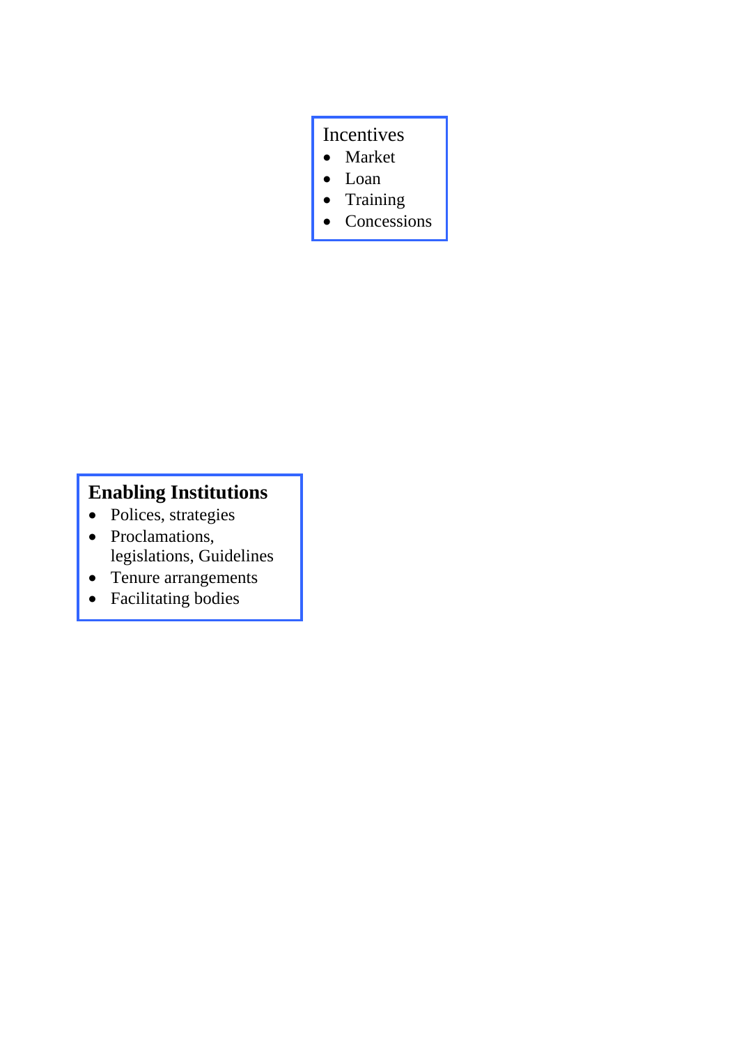Incentives

- Market
- Loan
- Training
- Concessions

**Enabling Institutions**

- Polices, strategies
- Proclamations, legislations, Guidelines
- Tenure arrangements
- Facilitating bodies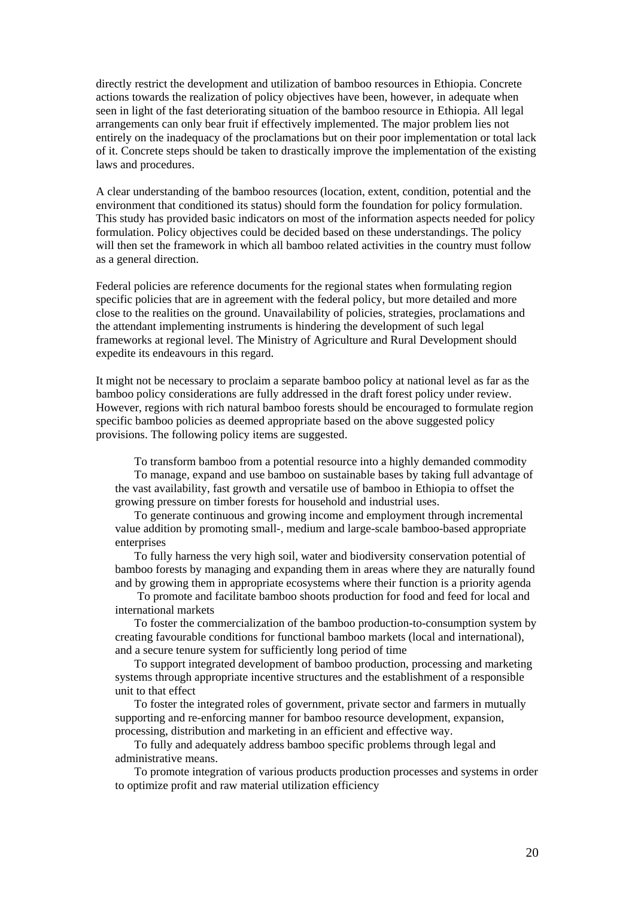directly restrict the development and utilization of bamboo resources in Ethiopia. Concrete actions towards the realization of policy objectives have been, however, in adequate when seen in light of the fast deteriorating situation of the bamboo resource in Ethiopia. All legal arrangements can only bear fruit if effectively implemented. The major problem lies not entirely on the inadequacy of the proclamations but on their poor implementation or total lack of it. Concrete steps should be taken to drastically improve the implementation of the existing laws and procedures.

A clear understanding of the bamboo resources (location, extent, condition, potential and the environment that conditioned its status) should form the foundation for policy formulation. This study has provided basic indicators on most of the information aspects needed for policy formulation. Policy objectives could be decided based on these understandings. The policy will then set the framework in which all bamboo related activities in the country must follow as a general direction.

Federal policies are reference documents for the regional states when formulating region specific policies that are in agreement with the federal policy, but more detailed and more close to the realities on the ground. Unavailability of policies, strategies, proclamations and the attendant implementing instruments is hindering the development of such legal frameworks at regional level. The Ministry of Agriculture and Rural Development should expedite its endeavours in this regard.

It might not be necessary to proclaim a separate bamboo policy at national level as far as the bamboo policy considerations are fully addressed in the draft forest policy under review. However, regions with rich natural bamboo forests should be encouraged to formulate region specific bamboo policies as deemed appropriate based on the above suggested policy provisions. The following policy items are suggested.

- To transform bamboo from a potential resource into a highly demanded commodity
- To manage, expand and use bamboo on sustainable bases by taking full advantage of the vast availability, fast growth and versatile use of bamboo in Ethiopia to offset the growing pressure on timber forests for household and industrial uses.
- To generate continuous and growing income and employment through incremental value addition by promoting small-, medium and large-scale bamboo-based appropriate enterprises
- To fully harness the very high soil, water and biodiversity conservation potential of bamboo forests by managing and expanding them in areas where they are naturally found and by growing them in appropriate ecosystems where their function is a priority agenda
- To promote and facilitate bamboo shoots production for food and feed for local and international markets
- To foster the commercialization of the bamboo production-to-consumption system by creating favourable conditions for functional bamboo markets (local and international), and a secure tenure system for sufficiently long period of time
- To support integrated development of bamboo production, processing and marketing systems through appropriate incentive structures and the establishment of a responsible unit to that effect
- To foster the integrated roles of government, private sector and farmers in mutually supporting and re-enforcing manner for bamboo resource development, expansion, processing, distribution and marketing in an efficient and effective way.
- To fully and adequately address bamboo specific problems through legal and administrative means.
- To promote integration of various products production processes and systems in order to optimize profit and raw material utilization efficiency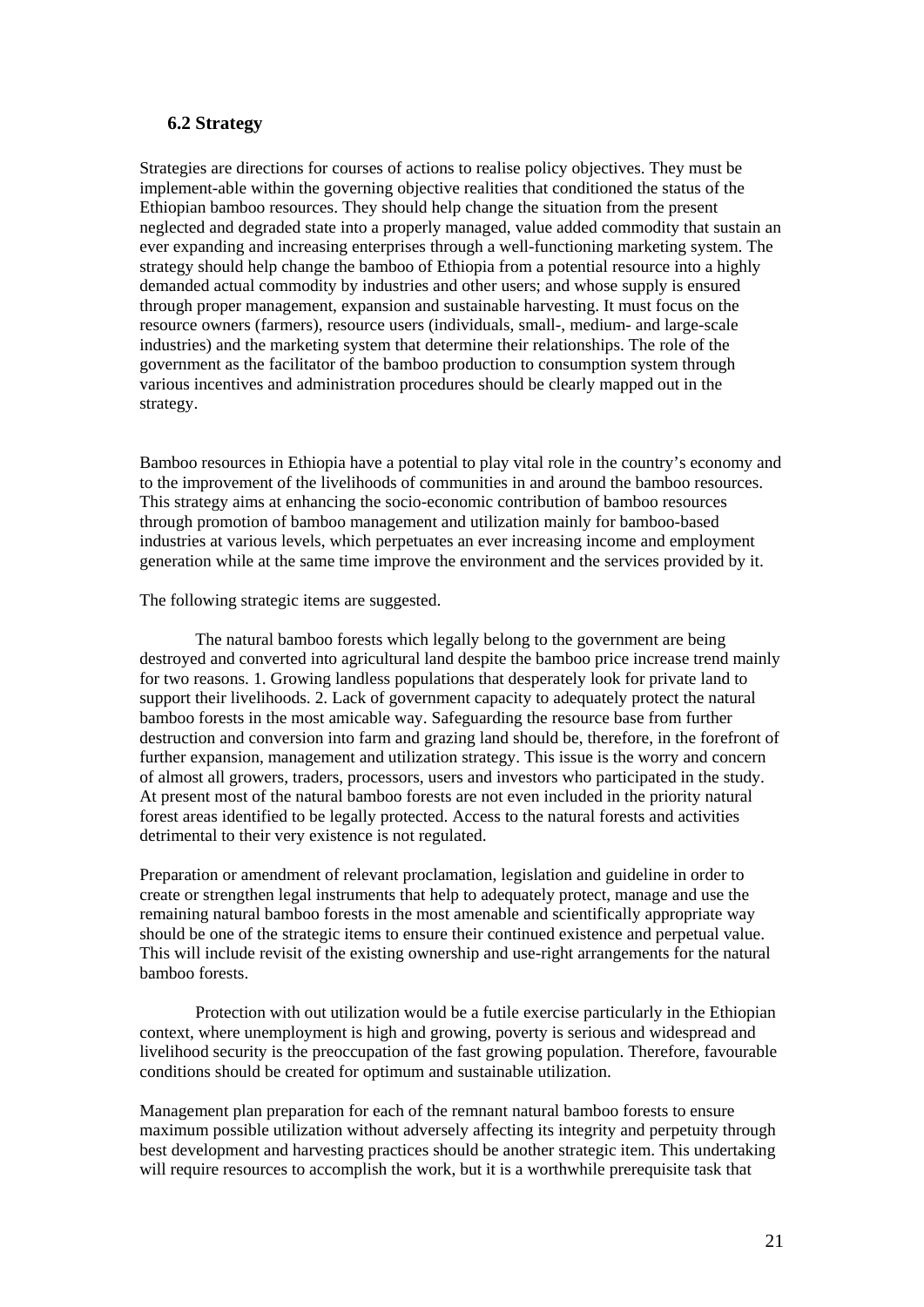### 6.2 Strategy

Strategies are directions for courses of actions to realise policy objectives. They must be implement-able within the governing objective realities that conditioned the status of the Ethiopian bamboo resources. They should help change the situation from the present neglected and degraded state into a properly managed, value added commodity that sustain an ever expanding and increasing enterprises through a well-functioning marketing system. The strategy should help change the bamboo of Ethiopia from a potential resource into a highly demanded actual commodity by industries and other users; and whose supply is ensured through proper management, expansion and sustainable harvesting. It must focus on the resource owners (farmers), resource users (individuals, small-, medium- and large-scale industries) and the marketing system that determine their relationships. The role of the government as the facilitator of the bamboo production to consumption system through various incentives and administration procedures should be clearly mapped out in the strategy.

Bamboo resources in Ethiopia have a potential to play vital role in the country's economy and to the improvement of the livelihoods of communities in and around the bamboo resources. This strategy aims at enhancing the socio-economic contribution of bamboo resources through promotion of bamboo management and utilization mainly for bamboo-based industries at various levels, which perpetuates an ever increasing income and employment generation while at the same time improve the environment and the services provided by it.

The following strategic items are suggested.

The natural bamboo forests which legally belong to the government are being destroyed and converted into agricultural land despite the bamboo price increase trend mainly for two reasons. 1. Growing landless populations that desperately look for private land to support their livelihoods. 2. Lack of government capacity to adequately protect the natural bamboo forests in the most amicable way. Safeguarding the resource base from further destruction and conversion into farm and grazing land should be, therefore, in the forefront of further expansion, management and utilization strategy. This issue is the worry and concern of almost all growers, traders, processors, users and investors who participated in the study. At present most of the natural bamboo forests are not even included in the priority natural forest areas identified to be legally protected. Access to the natural forests and activities detrimental to their very existence is not regulated.

Preparation or amendment of relevant proclamation, legislation and guideline in order to create or strengthen legal instruments that help to adequately protect, manage and use the remaining natural bamboo forests in the most amenable and scientifically appropriate way should be one of the strategic items to ensure their continued existence and perpetual value. This will include revisit of the existing ownership and use-right arrangements for the natural bamboo forests.

Protection with out utilization would be a futile exercise particularly in the Ethiopian context, where unemployment is high and growing, poverty is serious and widespread and livelihood security is the preoccupation of the fast growing population. Therefore, favourable conditions should be created for optimum and sustainable utilization.

Management plan preparation for each of the remnant natural bamboo forests to ensure maximum possible utilization without adversely affecting its integrity and perpetuity through best development and harvesting practices should be another strategic item. This undertaking will require resources to accomplish the work, but it is a worthwhile prerequisite task that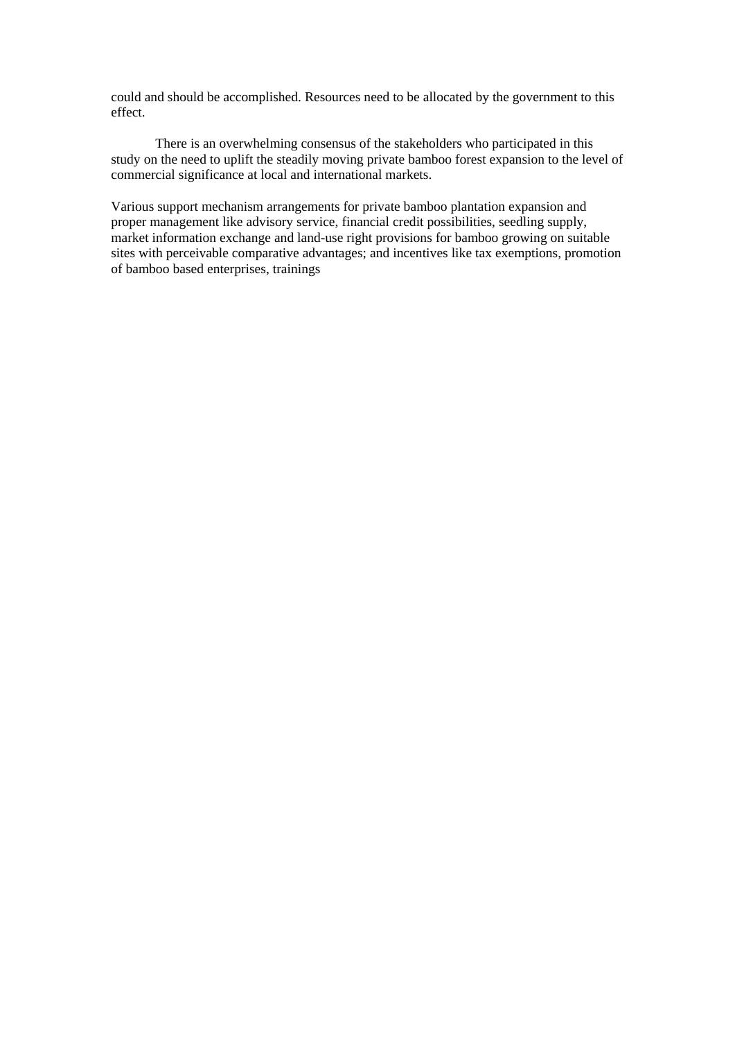could and should be accomplished. Resources need to be allocated by the government to this effect.

There is an overwhelming consensus of the stakeholders who participated in this study on the need to uplift the steadily moving private bamboo forest expansion to the level of commercial significance at local and international markets.

Various support mechanism arrangements for private bamboo plantation expansion and proper management like advisory service, financial credit possibilities, seedling supply, market information exchange and land-use right provisions for bamboo growing on suitable sites with perceivable comparative advantages; and incentives like tax exemptions, promotion of bamboo based enterprises, trainings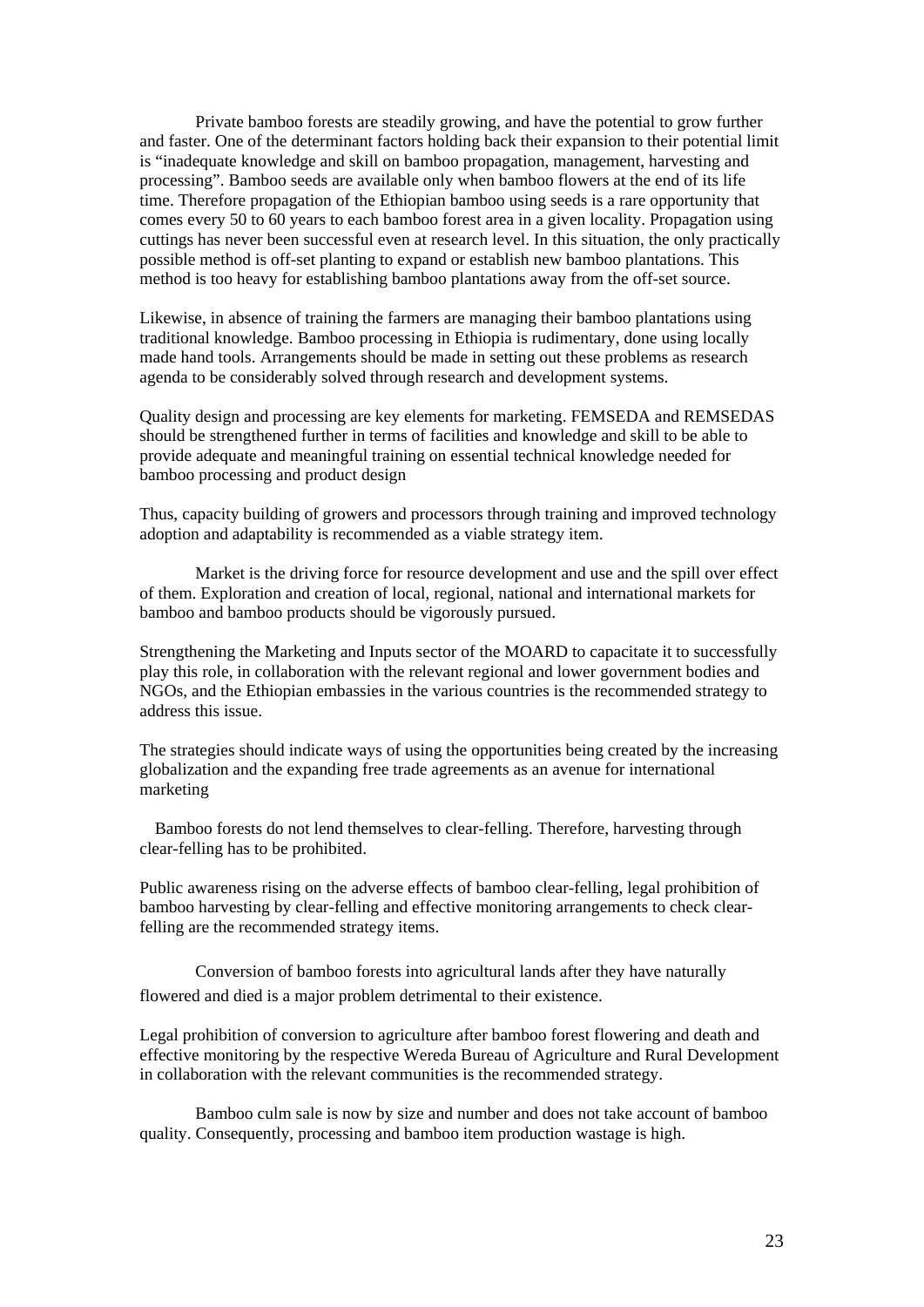Private bamboo forests are steadily growing, and have the potential to grow further and faster. One of the determinant factors holding back their expansion to their potential limit is "inadequate knowledge and skill on bamboo propagation, management, harvesting and processing". Bamboo seeds are available only when bamboo flowers at the end of its life time. Therefore propagation of the Ethiopian bamboo using seeds is a rare opportunity that comes every 50 to 60 years to each bamboo forest area in a given locality. Propagation using cuttings has never been successful even at research level. In this situation, the only practically possible method is off-set planting to expand or establish new bamboo plantations. This method is too heavy for establishing bamboo plantations away from the off-set source.

Likewise, in absence of training the farmers are managing their bamboo plantations using traditional knowledge. Bamboo processing in Ethiopia is rudimentary, done using locally made hand tools. Arrangements should be made in setting out these problems as research agenda to be considerably solved through research and development systems.

Quality design and processing are key elements for marketing. FEMSEDA and REMSEDAS should be strengthened further in terms of facilities and knowledge and skill to be able to provide adequate and meaningful training on essential technical knowledge needed for bamboo processing and product design

Thus, capacity building of growers and processors through training and improved technology adoption and adaptability is recommended as a viable strategy item.

Market is the driving force for resource development and use and the spill over effect of them. Exploration and creation of local, regional, national and international markets for bamboo and bamboo products should be vigorously pursued.

Strengthening the Marketing and Inputs sector of the MOARD to capacitate it to successfully play this role, in collaboration with the relevant regional and lower government bodies and NGOs, and the Ethiopian embassies in the various countries is the recommended strategy to address this issue.

The strategies should indicate ways of using the opportunities being created by the increasing globalization and the expanding free trade agreements as an avenue for international marketing

Bamboo forests do not lend themselves to clear-felling. Therefore, harvesting through clear-felling has to be prohibited.

Public awareness rising on the adverse effects of bamboo clear-felling, legal prohibition of bamboo harvesting by clear-felling and effective monitoring arrangements to check clear-felling are the recommended strategy items.

Conversion of bamboo forests into agricultural lands after they have naturally flowered and died is a major problem detrimental to their existence.

Legal prohibition of conversion to agriculture after bamboo forest flowering and death and effective monitoring by the respective Wereda Bureau of Agriculture and Rural Development in collaboration with the relevant communities is the recommended strategy.

Bamboo culm sale is now by size and number and does not take account of bamboo quality. Consequently, processing and bamboo item production wastage is high.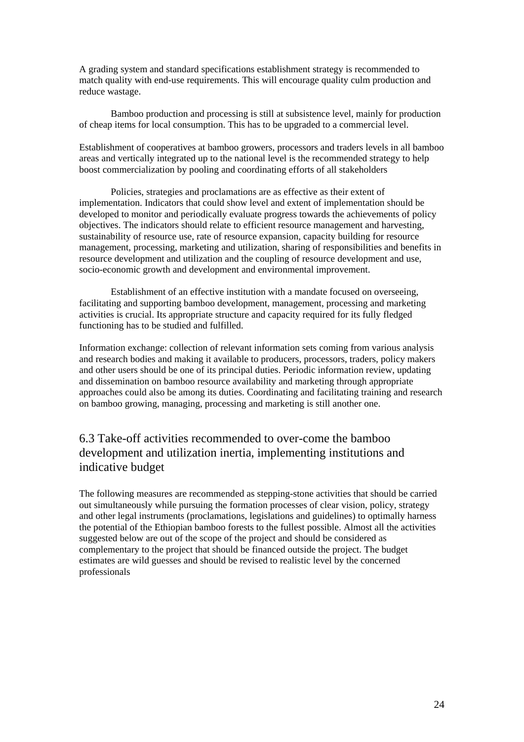A grading system and standard specifications establishment strategy is recommended to match quality with end-use requirements. This will encourage quality culm production and reduce wastage.

Bamboo production and processing is still at subsistence level, mainly for production of cheap items for local consumption. This has to be upgraded to a commercial level.

Establishment of cooperatives at bamboo growers, processors and traders levels in all bamboo areas and vertically integrated up to the national level is the recommended strategy to help boost commercialization by pooling and coordinating efforts of all stakeholders

Policies, strategies and proclamations are as effective as their extent of implementation. Indicators that could show level and extent of implementation should be developed to monitor and periodically evaluate progress towards the achievements of policy objectives. The indicators should relate to efficient resource management and harvesting, sustainability of resource use, rate of resource expansion, capacity building for resource management, processing, marketing and utilization, sharing of responsibilities and benefits in resource development and utilization and the coupling of resource development and use, socio-economic growth and development and environmental improvement.

Establishment of an effective institution with a mandate focused on overseeing, facilitating and supporting bamboo development, management, processing and marketing activities is crucial. Its appropriate structure and capacity required for its fully fledged functioning has to be studied and fulfilled.

Information exchange: collection of relevant information sets coming from various analysis and research bodies and making it available to producers, processors, traders, policy makers and other users should be one of its principal duties. Periodic information review, updating and dissemination on bamboo resource availability and marketing through appropriate approaches could also be among its duties. Coordinating and facilitating training and research on bamboo growing, managing, processing and marketing is still another one.

## 6.3 Take-off activities recommended to over-come the bamboo development and utilization inertia, implementing institutions and indicative budget

The following measures are recommended as stepping-stone activities that should be carried out simultaneously while pursuing the formation processes of clear vision, policy, strategy and other legal instruments (proclamations, legislations and guidelines) to optimally harness the potential of the Ethiopian bamboo forests to the fullest possible. Almost all the activities suggested below are out of the scope of the project and should be considered as complementary to the project that should be financed outside the project. The budget estimates are wild guesses and should be revised to realistic level by the concerned professionals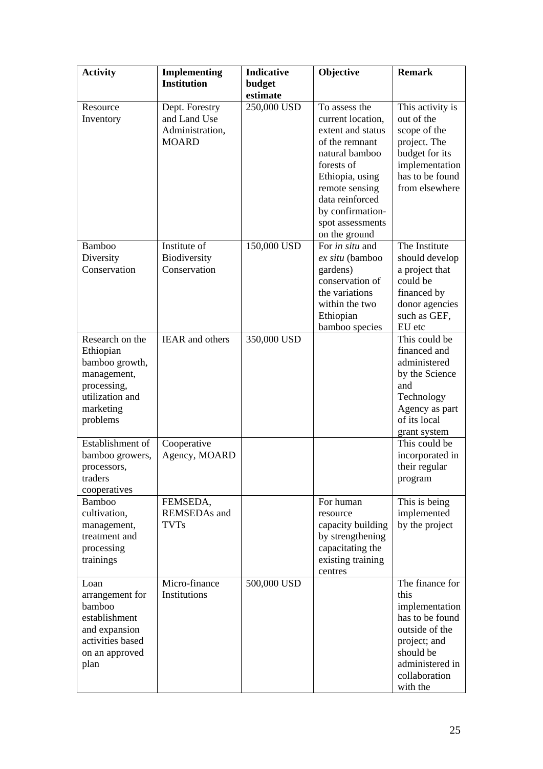| Activity | Implementing Institution | Indicative budget estimate | Objective | Remark |
|---|---|---|---|---|
| Resource Inventory | Dept. Forestry and Land Use Administration, MOARD | 250,000 USD | To assess the current location, extent and status of the remnant natural bamboo forests of Ethiopia, using remote sensing data reinforced by confirmation-spot assessments on the ground | This activity is out of the scope of the project. The budget for its implementation has to be found from elsewhere |
| Bamboo Diversity Conservation | Institute of Biodiversity Conservation | 150,000 USD | For *in situ* and *ex situ* (bamboo gardens) conservation of the variations within the two Ethiopian bamboo species | The Institute should develop a project that could be financed by donor agencies such as GEF, EU etc |
| Research on the Ethiopian bamboo growth, management, processing, utilization and marketing problems | IEAR and others | 350,000 USD | | This could be financed and administered by the Science and Technology Agency as part of its local grant system |
| Establishment of bamboo growers, processors, traders cooperatives | Cooperative Agency, MOARD | | | This could be incorporated in their regular program |
| Bamboo cultivation, management, treatment and processing trainings | FEMSEDA, REMSEDAs and TVTs | | For human resource capacity building by strengthening capacitating the existing training centres | This is being implemented by the project |
| Loan arrangement for bamboo establishment and expansion activities based on an approved plan | Micro-finance Institutions | 500,000 USD | | The finance for this implementation has to be found outside of the project; and should be administered in collaboration with the |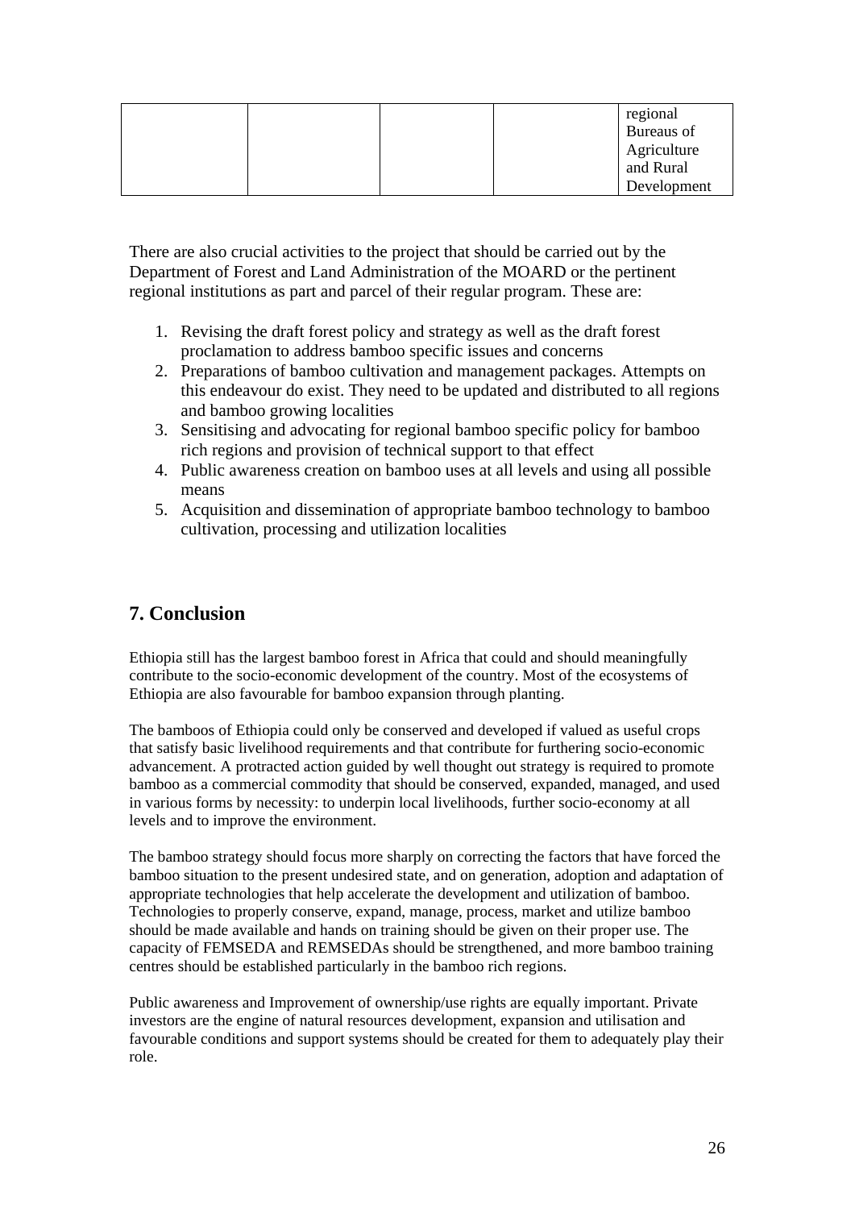| | | | | regional Bureaus of Agriculture and Rural Development |
|---|---|---|---|---|

There are also crucial activities to the project that should be carried out by the Department of Forest and Land Administration of the MOARD or the pertinent regional institutions as part and parcel of their regular program. These are:

1. Revising the draft forest policy and strategy as well as the draft forest proclamation to address bamboo specific issues and concerns
2. Preparations of bamboo cultivation and management packages. Attempts on this endeavour do exist. They need to be updated and distributed to all regions and bamboo growing localities
3. Sensitising and advocating for regional bamboo specific policy for bamboo rich regions and provision of technical support to that effect
4. Public awareness creation on bamboo uses at all levels and using all possible means
5. Acquisition and dissemination of appropriate bamboo technology to bamboo cultivation, processing and utilization localities

## 7. Conclusion

Ethiopia still has the largest bamboo forest in Africa that could and should meaningfully contribute to the socio-economic development of the country. Most of the ecosystems of Ethiopia are also favourable for bamboo expansion through planting.

The bamboos of Ethiopia could only be conserved and developed if valued as useful crops that satisfy basic livelihood requirements and that contribute for furthering socio-economic advancement. A protracted action guided by well thought out strategy is required to promote bamboo as a commercial commodity that should be conserved, expanded, managed, and used in various forms by necessity: to underpin local livelihoods, further socio-economy at all levels and to improve the environment.

The bamboo strategy should focus more sharply on correcting the factors that have forced the bamboo situation to the present undesired state, and on generation, adoption and adaptation of appropriate technologies that help accelerate the development and utilization of bamboo. Technologies to properly conserve, expand, manage, process, market and utilize bamboo should be made available and hands on training should be given on their proper use. The capacity of FEMSEDA and REMSEDAs should be strengthened, and more bamboo training centres should be established particularly in the bamboo rich regions.

Public awareness and Improvement of ownership/use rights are equally important. Private investors are the engine of natural resources development, expansion and utilisation and favourable conditions and support systems should be created for them to adequately play their role.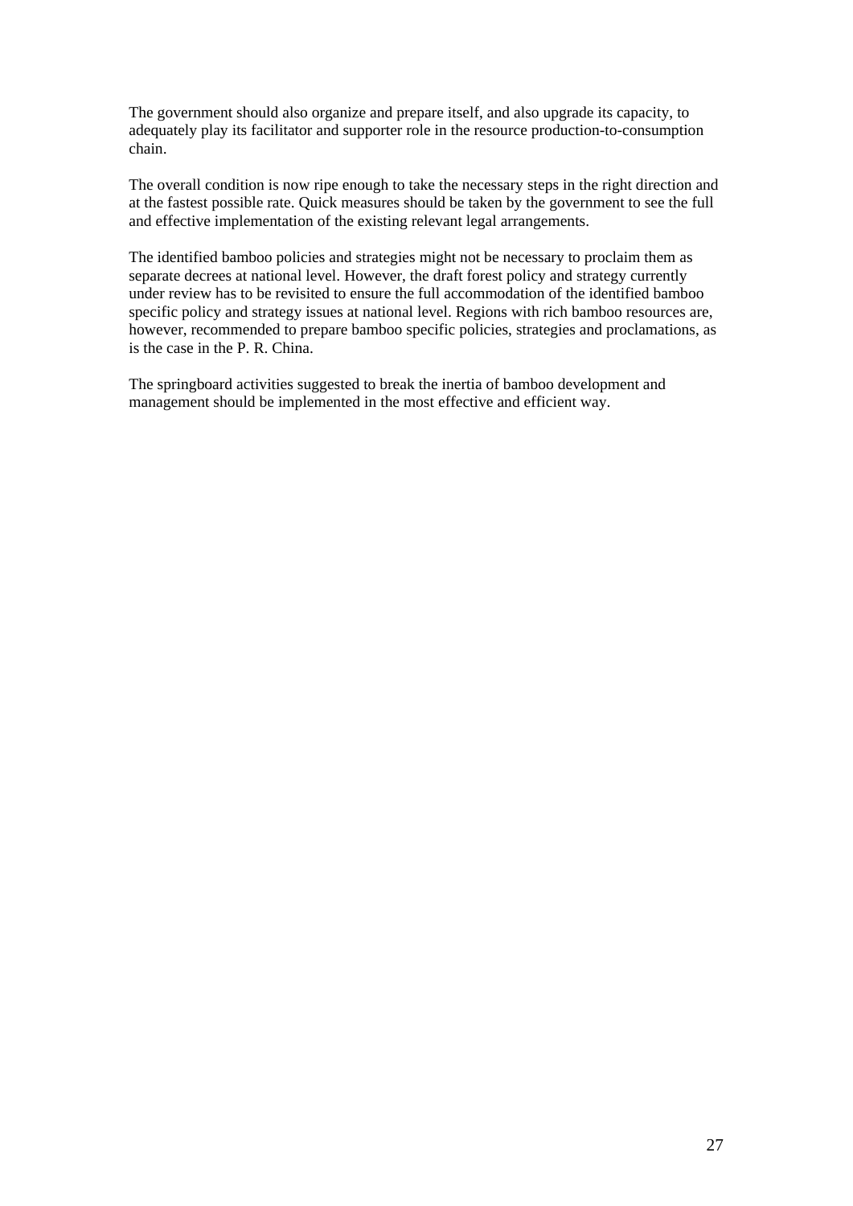The government should also organize and prepare itself, and also upgrade its capacity, to adequately play its facilitator and supporter role in the resource production-to-consumption chain.

The overall condition is now ripe enough to take the necessary steps in the right direction and at the fastest possible rate. Quick measures should be taken by the government to see the full and effective implementation of the existing relevant legal arrangements.

The identified bamboo policies and strategies might not be necessary to proclaim them as separate decrees at national level. However, the draft forest policy and strategy currently under review has to be revisited to ensure the full accommodation of the identified bamboo specific policy and strategy issues at national level. Regions with rich bamboo resources are, however, recommended to prepare bamboo specific policies, strategies and proclamations, as is the case in the P. R. China.

The springboard activities suggested to break the inertia of bamboo development and management should be implemented in the most effective and efficient way.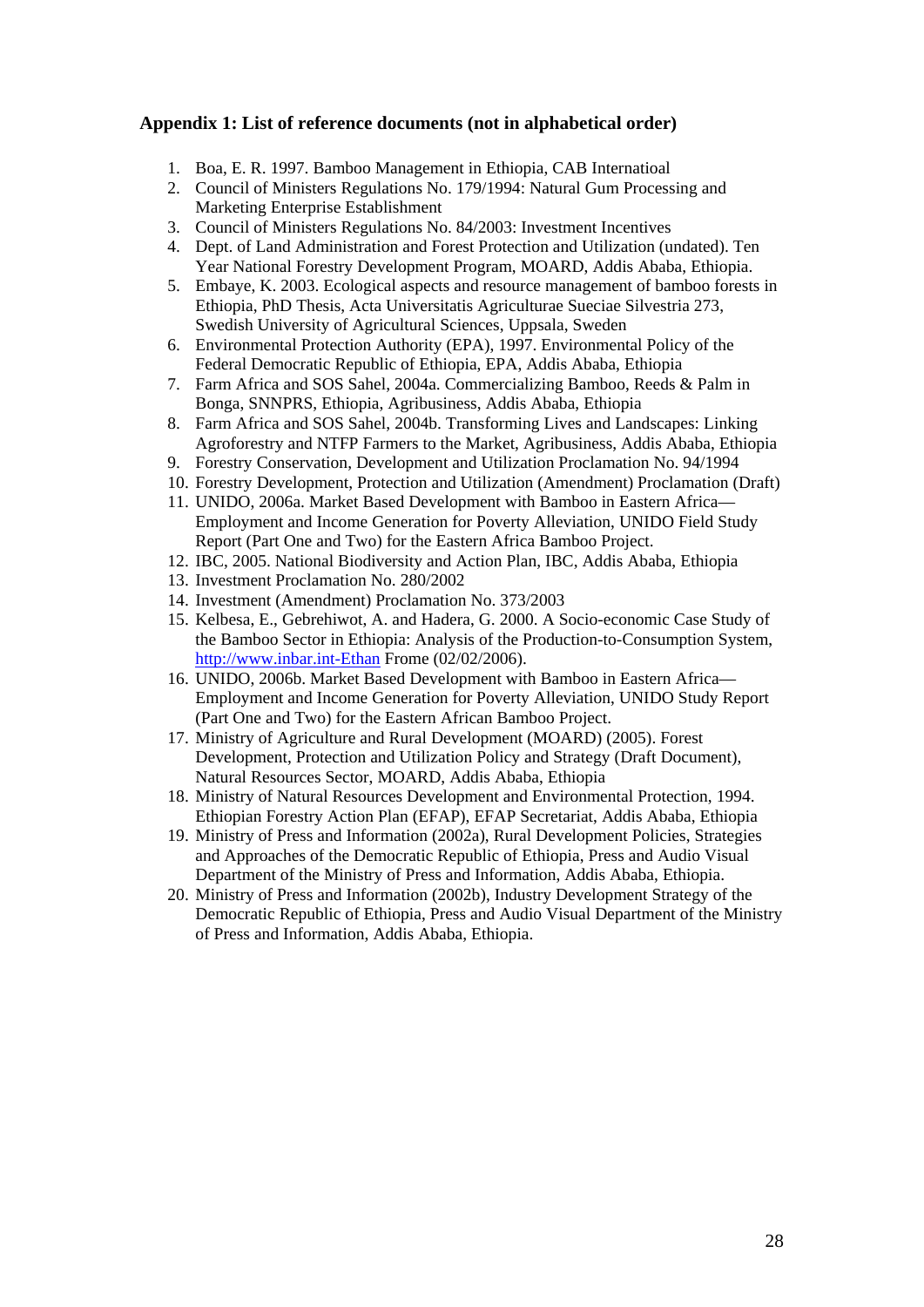**Appendix 1: List of reference documents (not in alphabetical order)**

1. Boa, E. R. 1997. Bamboo Management in Ethiopia, CAB Internatioal
2. Council of Ministers Regulations No. 179/1994: Natural Gum Processing and Marketing Enterprise Establishment
3. Council of Ministers Regulations No. 84/2003: Investment Incentives
4. Dept. of Land Administration and Forest Protection and Utilization (undated). Ten Year National Forestry Development Program, MOARD, Addis Ababa, Ethiopia.
5. Embaye, K. 2003. Ecological aspects and resource management of bamboo forests in Ethiopia, PhD Thesis, Acta Universitatis Agriculturae Sueciae Silvestria 273, Swedish University of Agricultural Sciences, Uppsala, Sweden
6. Environmental Protection Authority (EPA), 1997. Environmental Policy of the Federal Democratic Republic of Ethiopia, EPA, Addis Ababa, Ethiopia
7. Farm Africa and SOS Sahel, 2004a. Commercializing Bamboo, Reeds & Palm in Bonga, SNNPRS, Ethiopia, Agribusiness, Addis Ababa, Ethiopia
8. Farm Africa and SOS Sahel, 2004b. Transforming Lives and Landscapes: Linking Agroforestry and NTFP Farmers to the Market, Agribusiness, Addis Ababa, Ethiopia
9. Forestry Conservation, Development and Utilization Proclamation No. 94/1994
10. Forestry Development, Protection and Utilization (Amendment) Proclamation (Draft)
11. UNIDO, 2006a. Market Based Development with Bamboo in Eastern Africa—Employment and Income Generation for Poverty Alleviation, UNIDO Field Study Report (Part One and Two) for the Eastern Africa Bamboo Project.
12. IBC, 2005. National Biodiversity and Action Plan, IBC, Addis Ababa, Ethiopia
13. Investment Proclamation No. 280/2002
14. Investment (Amendment) Proclamation No. 373/2003
15. Kelbesa, E., Gebrehiwot, A. and Hadera, G. 2000. A Socio-economic Case Study of the Bamboo Sector in Ethiopia: Analysis of the Production-to-Consumption System, http://www.inbar.int-Ethan Frome (02/02/2006).
16. UNIDO, 2006b. Market Based Development with Bamboo in Eastern Africa—Employment and Income Generation for Poverty Alleviation, UNIDO Study Report (Part One and Two) for the Eastern African Bamboo Project.
17. Ministry of Agriculture and Rural Development (MOARD) (2005). Forest Development, Protection and Utilization Policy and Strategy (Draft Document), Natural Resources Sector, MOARD, Addis Ababa, Ethiopia
18. Ministry of Natural Resources Development and Environmental Protection, 1994. Ethiopian Forestry Action Plan (EFAP), EFAP Secretariat, Addis Ababa, Ethiopia
19. Ministry of Press and Information (2002a), Rural Development Policies, Strategies and Approaches of the Democratic Republic of Ethiopia, Press and Audio Visual Department of the Ministry of Press and Information, Addis Ababa, Ethiopia.
20. Ministry of Press and Information (2002b), Industry Development Strategy of the Democratic Republic of Ethiopia, Press and Audio Visual Department of the Ministry of Press and Information, Addis Ababa, Ethiopia.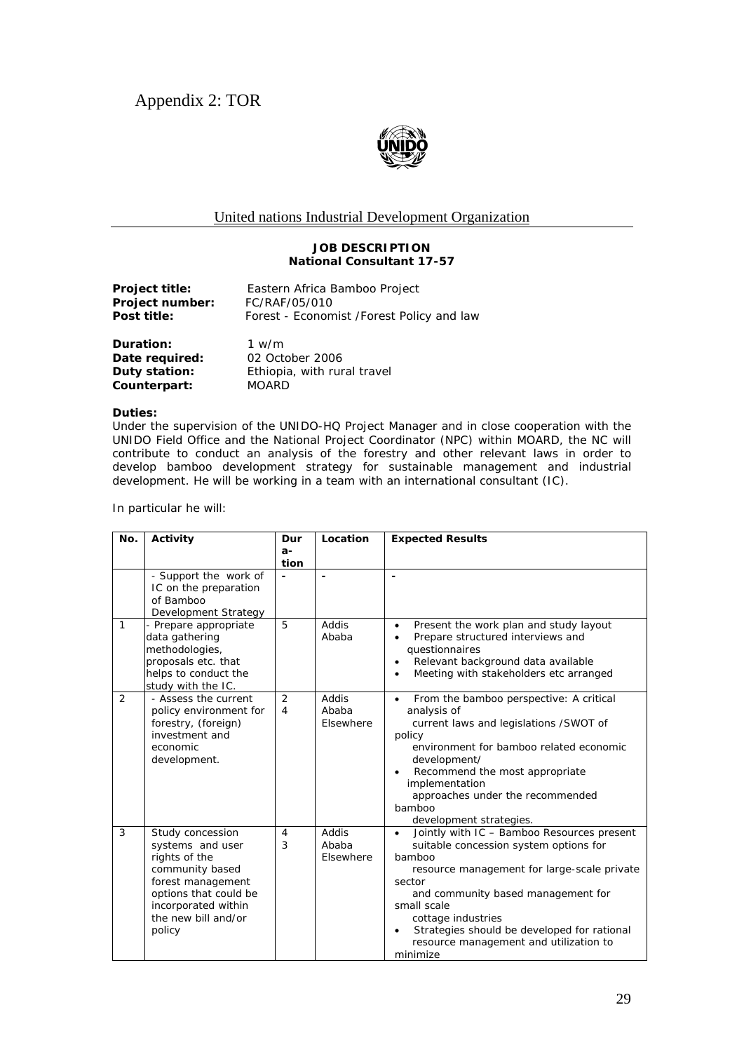# Appendix 2: TOR

United nations Industrial Development Organization

**JOB DESCRIPTION**
**National Consultant 17-57**

| | |
|---|---|
| **Project title:** | Eastern Africa Bamboo Project |
| **Project number:** | FC/RAF/05/010 |
| **Post title:** | Forest - Economist /Forest Policy and law |

| | |
|---|---|
| **Duration:** | 1 w/m |
| **Date required:** | 02 October 2006 |
| **Duty station:** | Ethiopia, with rural travel |
| **Counterpart:** | MOARD |

**Duties:**

Under the supervision of the UNIDO-HQ Project Manager and in close cooperation with the UNIDO Field Office and the National Project Coordinator (NPC) within MOARD, the NC will contribute to conduct an analysis of the forestry and other relevant laws in order to develop bamboo development strategy for sustainable management and industrial development. He will be working in a team with an international consultant (IC).

In particular he will:

| No. | Activity | Dura-tion | Location | Expected Results |
|---|---|---|---|---|
| | - Support the work of IC on the preparation of Bamboo Development Strategy | - | - | - |
| 1 | - Prepare appropriate data gathering methodologies, proposals etc. that helps to conduct the study with the IC. | 5 | Addis Ababa | • Present the work plan and study layout<br>• Prepare structured interviews and questionnaires<br>• Relevant background data available<br>• Meeting with stakeholders etc arranged |
| 2 | - Assess the current policy environment for forestry, (foreign) investment and economic development. | 2<br>4 | Addis Ababa<br>Elsewhere | • From the bamboo perspective: A critical analysis of current laws and legislations /SWOT of policy environment for bamboo related economic development/<br>• Recommend the most appropriate implementation approaches under the recommended bamboo development strategies. |
| 3 | Study concession systems and user rights of the community based forest management options that could be incorporated within the new bill and/or policy | 4<br>3 | Addis Ababa<br>Elsewhere | • Jointly with IC – Bamboo Resources present suitable concession system options for bamboo resource management for large-scale private sector and community based management for small scale cottage industries<br>• Strategies should be developed for rational resource management and utilization to minimize |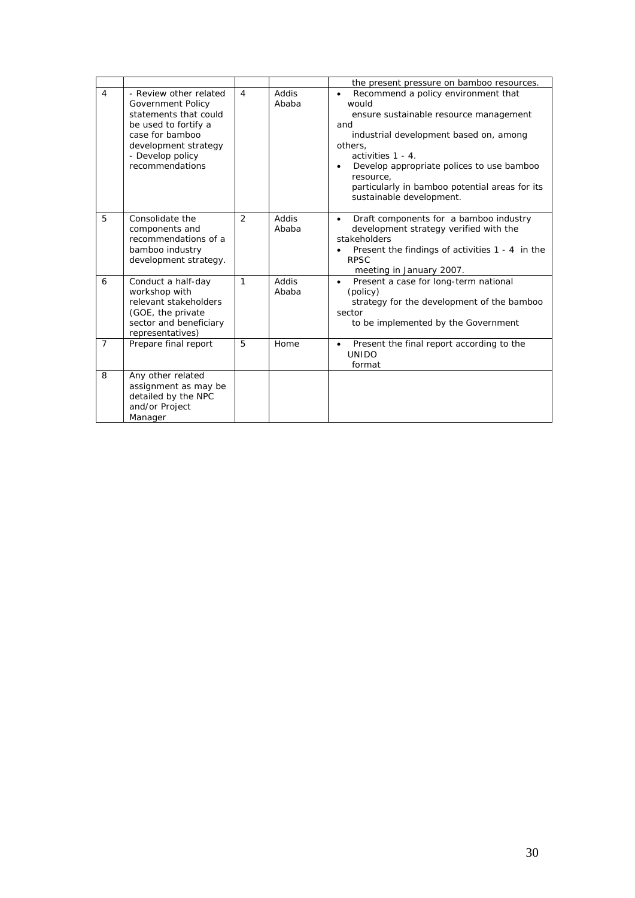| | | | | |
|---|---|---|---|---|
| | | | | the present pressure on bamboo resources. |
| 4 | - Review other related Government Policy statements that could be used to fortify a case for bamboo development strategy<br>- Develop policy recommendations | 4 | Addis Ababa | • Recommend a policy environment that would ensure sustainable resource management and industrial development based on, among others, activities 1 - 4.<br>• Develop appropriate polices to use bamboo resource, particularly in bamboo potential areas for its sustainable development. |
| 5 | Consolidate the components and recommendations of a bamboo industry development strategy. | 2 | Addis Ababa | • Draft components for a bamboo industry development strategy verified with the stakeholders<br>• Present the findings of activities 1 - 4 in the RPSC meeting in January 2007. |
| 6 | Conduct a half-day workshop with relevant stakeholders (GOE, the private sector and beneficiary representatives) | 1 | Addis Ababa | • Present a case for long-term national (policy) strategy for the development of the bamboo sector to be implemented by the Government |
| 7 | Prepare final report | 5 | Home | • Present the final report according to the UNIDO format |
| 8 | Any other related assignment as may be detailed by the NPC and/or Project Manager | | | |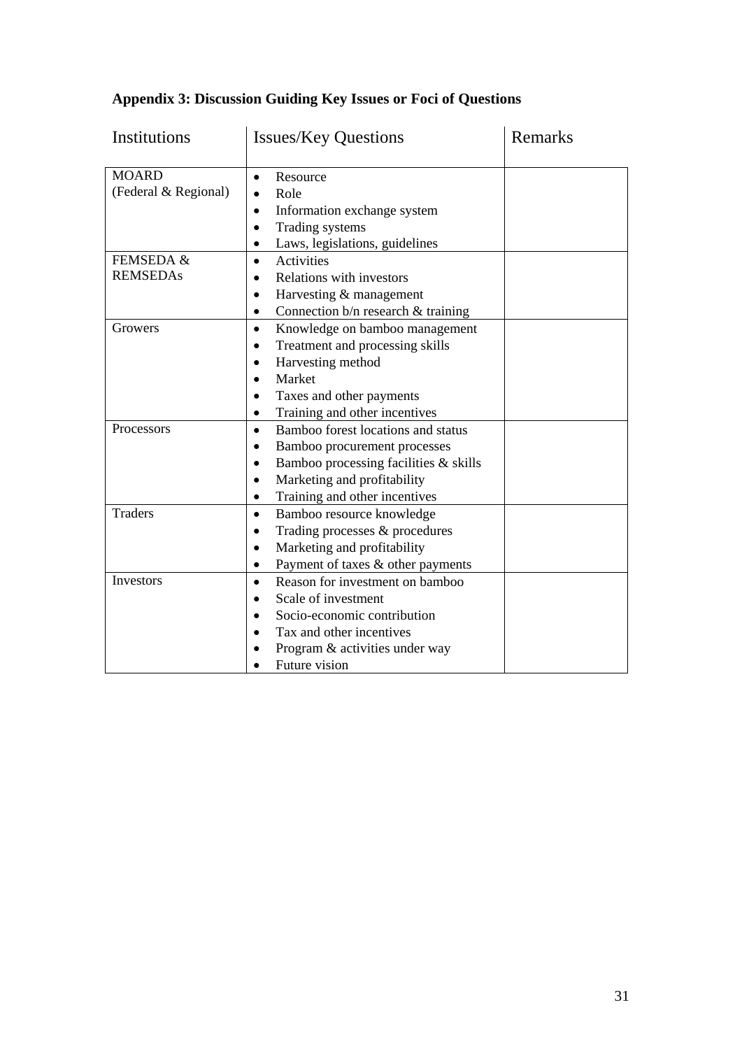**Appendix 3: Discussion Guiding Key Issues or Foci of Questions**

| Institutions | Issues/Key Questions | Remarks |
|---|---|---|
| MOARD (Federal & Regional) | • Resource<br>• Role<br>• Information exchange system<br>• Trading systems<br>• Laws, legislations, guidelines | |
| FEMSEDA & REMSEDAs | • Activities<br>• Relations with investors<br>• Harvesting & management<br>• Connection b/n research & training | |
| Growers | • Knowledge on bamboo management<br>• Treatment and processing skills<br>• Harvesting method<br>• Market<br>• Taxes and other payments<br>• Training and other incentives | |
| Processors | • Bamboo forest locations and status<br>• Bamboo procurement processes<br>• Bamboo processing facilities & skills<br>• Marketing and profitability<br>• Training and other incentives | |
| Traders | • Bamboo resource knowledge<br>• Trading processes & procedures<br>• Marketing and profitability<br>• Payment of taxes & other payments | |
| Investors | • Reason for investment on bamboo<br>• Scale of investment<br>• Socio-economic contribution<br>• Tax and other incentives<br>• Program & activities under way<br>• Future vision | |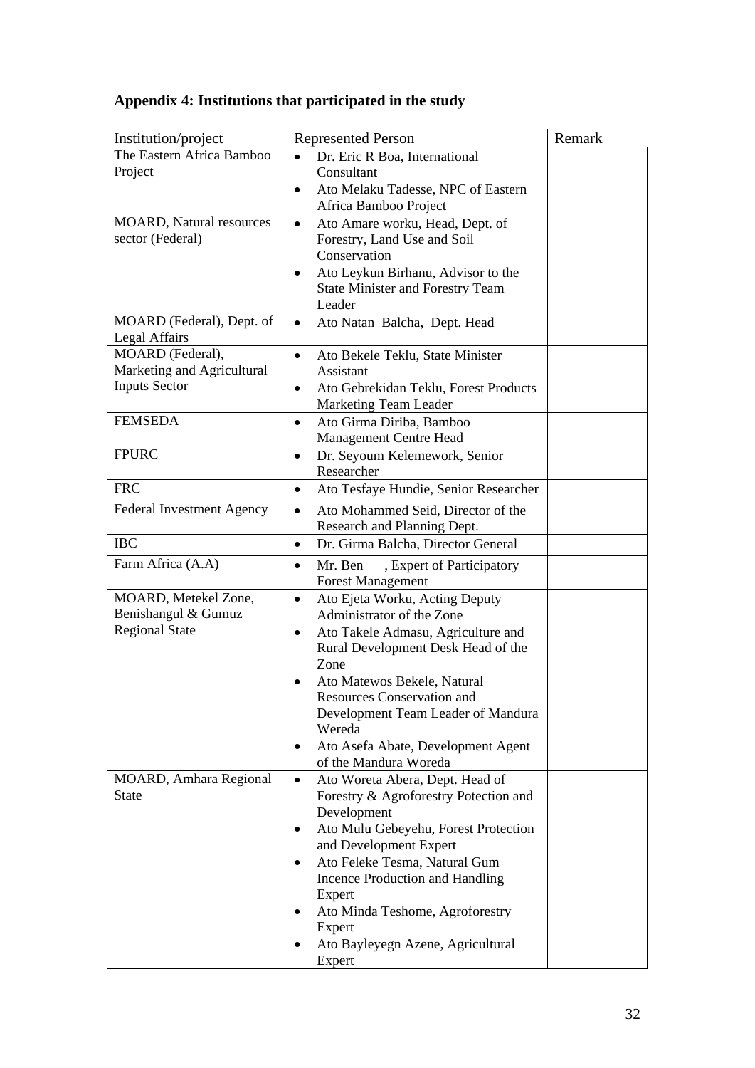## Appendix 4: Institutions that participated in the study

| Institution/project | Represented Person | Remark |
|---|---|---|
| The Eastern Africa Bamboo Project | • Dr. Eric R Boa, International Consultant<br>• Ato Melaku Tadesse, NPC of Eastern Africa Bamboo Project | |
| MOARD, Natural resources sector (Federal) | • Ato Amare worku, Head, Dept. of Forestry, Land Use and Soil Conservation<br>• Ato Leykun Birhanu, Advisor to the State Minister and Forestry Team Leader | |
| MOARD (Federal), Dept. of Legal Affairs | • Ato Natan Balcha, Dept. Head | |
| MOARD (Federal), Marketing and Agricultural Inputs Sector | • Ato Bekele Teklu, State Minister Assistant<br>• Ato Gebrekidan Teklu, Forest Products Marketing Team Leader | |
| FEMSEDA | • Ato Girma Diriba, Bamboo Management Centre Head | |
| FPURC | • Dr. Seyoum Kelemework, Senior Researcher | |
| FRC | • Ato Tesfaye Hundie, Senior Researcher | |
| Federal Investment Agency | • Ato Mohammed Seid, Director of the Research and Planning Dept. | |
| IBC | • Dr. Girma Balcha, Director General | |
| Farm Africa (A.A) | • Mr. Ben , Expert of Participatory Forest Management | |
| MOARD, Metekel Zone, Benishangul & Gumuz Regional State | • Ato Ejeta Worku, Acting Deputy Administrator of the Zone<br>• Ato Takele Admasu, Agriculture and Rural Development Desk Head of the Zone<br>• Ato Matewos Bekele, Natural Resources Conservation and Development Team Leader of Mandura Wereda<br>• Ato Asefa Abate, Development Agent of the Mandura Woreda | |
| MOARD, Amhara Regional State | • Ato Woreta Abera, Dept. Head of Forestry & Agroforestry Potection and Development<br>• Ato Mulu Gebeyehu, Forest Protection and Development Expert<br>• Ato Feleke Tesma, Natural Gum Incence Production and Handling Expert<br>• Ato Minda Teshome, Agroforestry Expert<br>• Ato Bayleyegn Azene, Agricultural Expert | |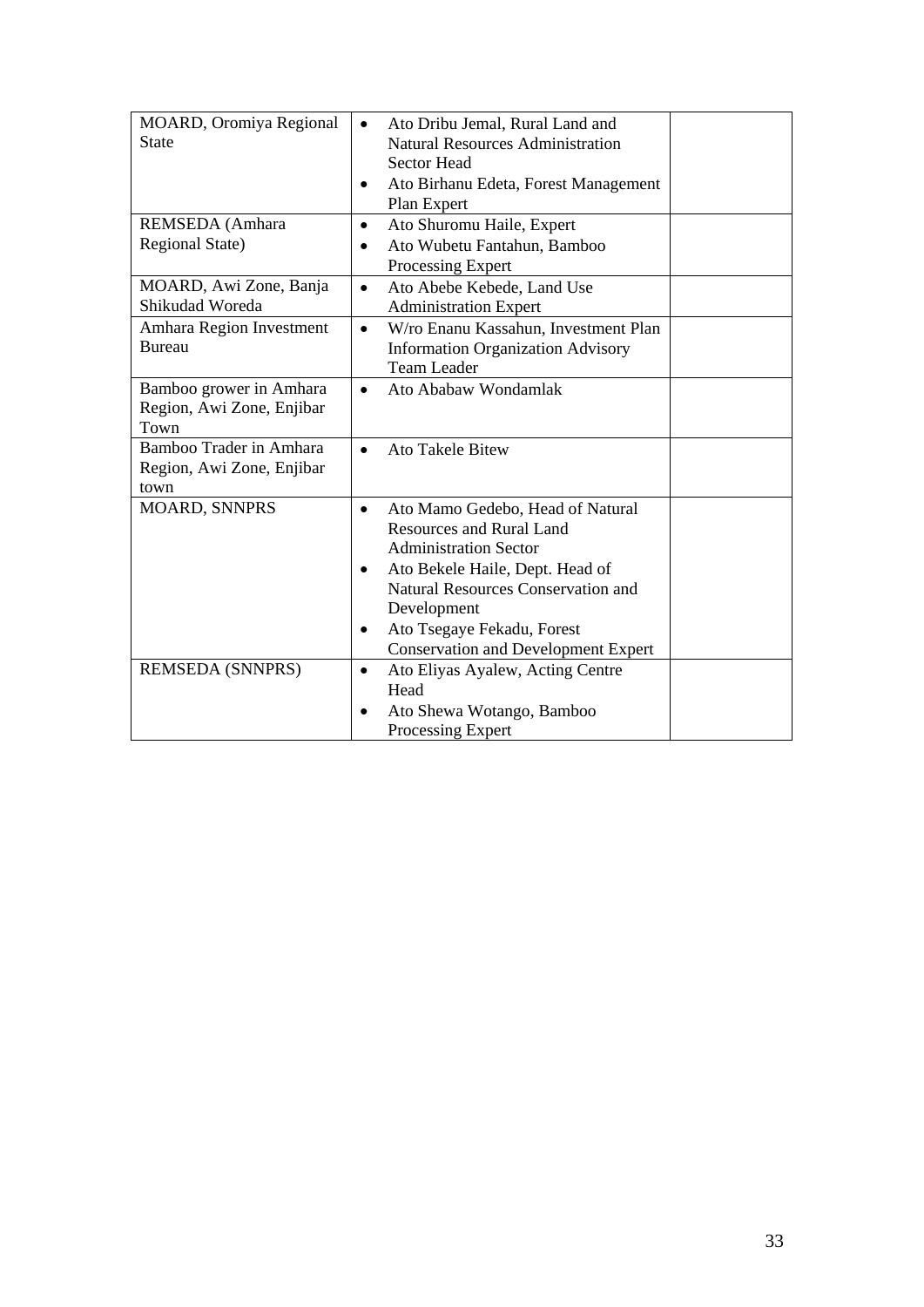| | | |
|---|---|---|
| MOARD, Oromiya Regional State | • Ato Dribu Jemal, Rural Land and Natural Resources Administration Sector Head<br>• Ato Birhanu Edeta, Forest Management Plan Expert | |
| REMSEDA (Amhara Regional State) | • Ato Shuromu Haile, Expert<br>• Ato Wubetu Fantahun, Bamboo Processing Expert | |
| MOARD, Awi Zone, Banja Shikudad Woreda | • Ato Abebe Kebede, Land Use Administration Expert | |
| Amhara Region Investment Bureau | • W/ro Enanu Kassahun, Investment Plan Information Organization Advisory Team Leader | |
| Bamboo grower in Amhara Region, Awi Zone, Enjibar Town | • Ato Ababaw Wondamlak | |
| Bamboo Trader in Amhara Region, Awi Zone, Enjibar town | • Ato Takele Bitew | |
| MOARD, SNNPRS | • Ato Mamo Gedebo, Head of Natural Resources and Rural Land Administration Sector<br>• Ato Bekele Haile, Dept. Head of Natural Resources Conservation and Development<br>• Ato Tsegaye Fekadu, Forest Conservation and Development Expert | |
| REMSEDA (SNNPRS) | • Ato Eliyas Ayalew, Acting Centre Head<br>• Ato Shewa Wotango, Bamboo Processing Expert | |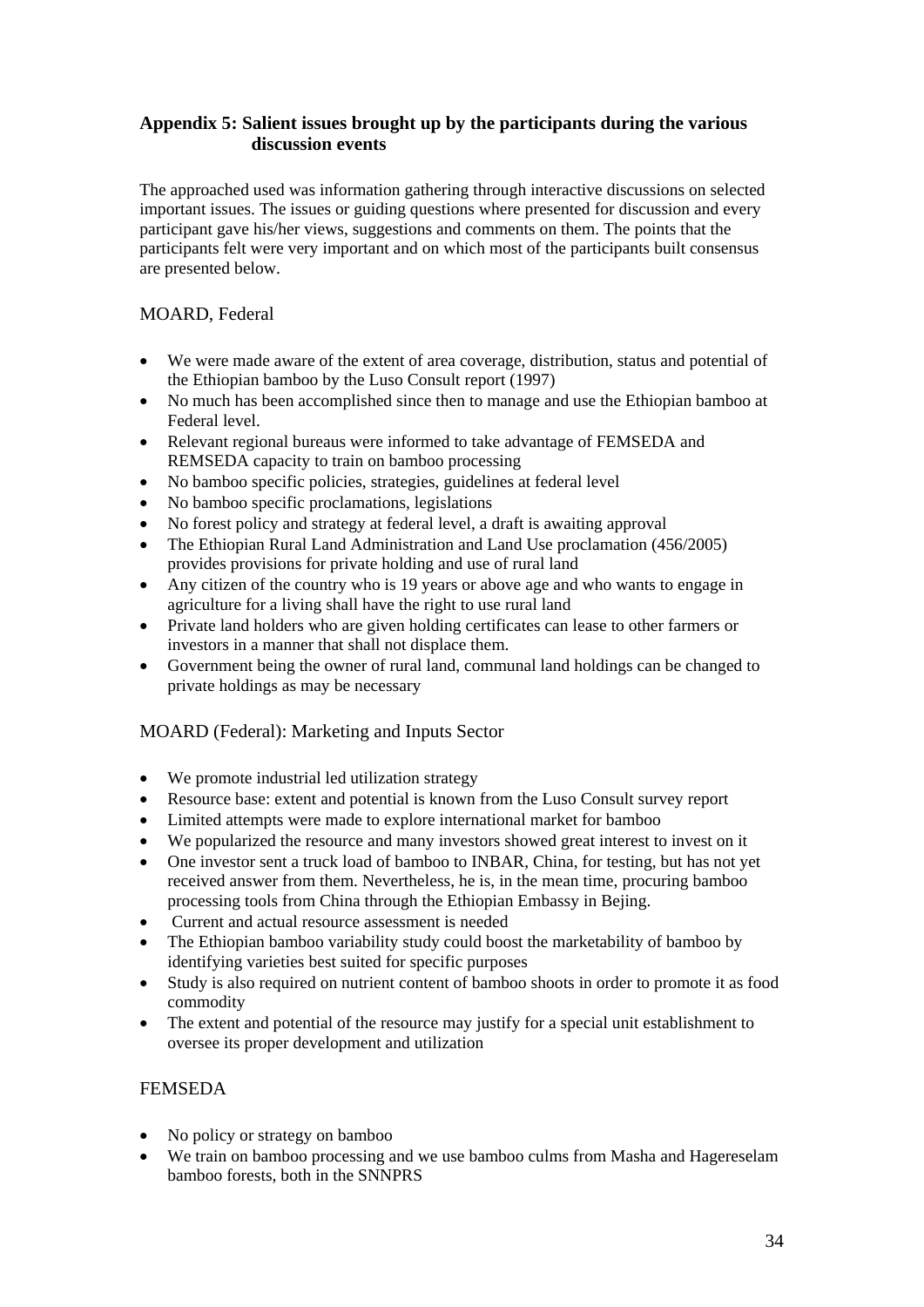## Appendix 5: Salient issues brought up by the participants during the various discussion events

The approached used was information gathering through interactive discussions on selected important issues. The issues or guiding questions where presented for discussion and every participant gave his/her views, suggestions and comments on them. The points that the participants felt were very important and on which most of the participants built consensus are presented below.

### MOARD, Federal

- We were made aware of the extent of area coverage, distribution, status and potential of the Ethiopian bamboo by the Luso Consult report (1997)
- No much has been accomplished since then to manage and use the Ethiopian bamboo at Federal level.
- Relevant regional bureaus were informed to take advantage of FEMSEDA and REMSEDA capacity to train on bamboo processing
- No bamboo specific policies, strategies, guidelines at federal level
- No bamboo specific proclamations, legislations
- No forest policy and strategy at federal level, a draft is awaiting approval
- The Ethiopian Rural Land Administration and Land Use proclamation (456/2005) provides provisions for private holding and use of rural land
- Any citizen of the country who is 19 years or above age and who wants to engage in agriculture for a living shall have the right to use rural land
- Private land holders who are given holding certificates can lease to other farmers or investors in a manner that shall not displace them.
- Government being the owner of rural land, communal land holdings can be changed to private holdings as may be necessary

### MOARD (Federal): Marketing and Inputs Sector

- We promote industrial led utilization strategy
- Resource base: extent and potential is known from the Luso Consult survey report
- Limited attempts were made to explore international market for bamboo
- We popularized the resource and many investors showed great interest to invest on it
- One investor sent a truck load of bamboo to INBAR, China, for testing, but has not yet received answer from them. Nevertheless, he is, in the mean time, procuring bamboo processing tools from China through the Ethiopian Embassy in Bejing.
- Current and actual resource assessment is needed
- The Ethiopian bamboo variability study could boost the marketability of bamboo by identifying varieties best suited for specific purposes
- Study is also required on nutrient content of bamboo shoots in order to promote it as food commodity
- The extent and potential of the resource may justify for a special unit establishment to oversee its proper development and utilization

### FEMSEDA

- No policy or strategy on bamboo
- We train on bamboo processing and we use bamboo culms from Masha and Hagereselam bamboo forests, both in the SNNPRS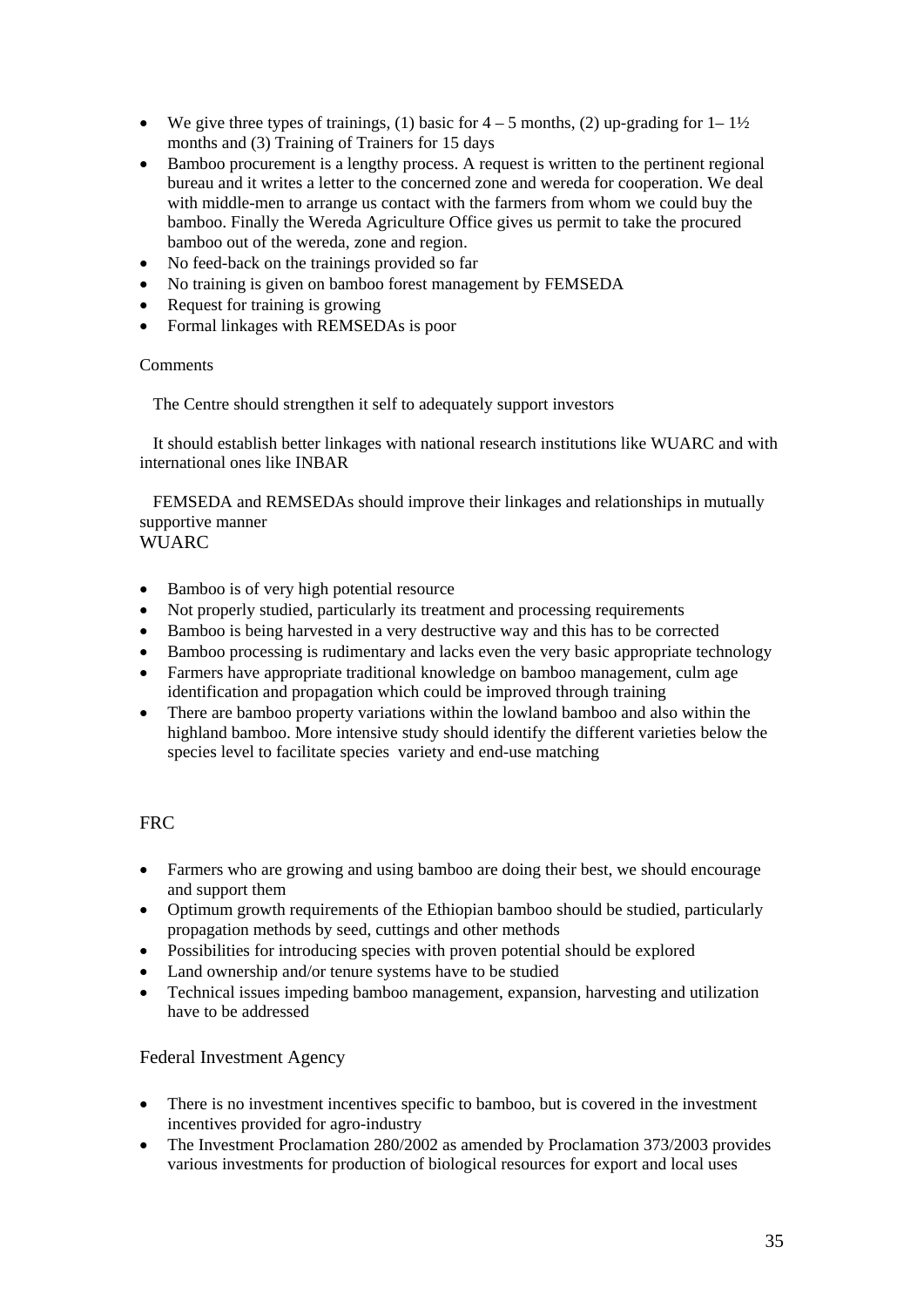- We give three types of trainings, (1) basic for 4 – 5 months, (2) up-grading for 1– 1½ months and (3) Training of Trainers for 15 days
- Bamboo procurement is a lengthy process. A request is written to the pertinent regional bureau and it writes a letter to the concerned zone and wereda for cooperation. We deal with middle-men to arrange us contact with the farmers from whom we could buy the bamboo. Finally the Wereda Agriculture Office gives us permit to take the procured bamboo out of the wereda, zone and region.
- No feed-back on the trainings provided so far
- No training is given on bamboo forest management by FEMSEDA
- Request for training is growing
- Formal linkages with REMSEDAs is poor

Comments

The Centre should strengthen it self to adequately support investors

It should establish better linkages with national research institutions like WUARC and with international ones like INBAR

FEMSEDA and REMSEDAs should improve their linkages and relationships in mutually supportive manner

WUARC

- Bamboo is of very high potential resource
- Not properly studied, particularly its treatment and processing requirements
- Bamboo is being harvested in a very destructive way and this has to be corrected
- Bamboo processing is rudimentary and lacks even the very basic appropriate technology
- Farmers have appropriate traditional knowledge on bamboo management, culm age identification and propagation which could be improved through training
- There are bamboo property variations within the lowland bamboo and also within the highland bamboo. More intensive study should identify the different varieties below the species level to facilitate species variety and end-use matching

FRC

- Farmers who are growing and using bamboo are doing their best, we should encourage and support them
- Optimum growth requirements of the Ethiopian bamboo should be studied, particularly propagation methods by seed, cuttings and other methods
- Possibilities for introducing species with proven potential should be explored
- Land ownership and/or tenure systems have to be studied
- Technical issues impeding bamboo management, expansion, harvesting and utilization have to be addressed

Federal Investment Agency

- There is no investment incentives specific to bamboo, but is covered in the investment incentives provided for agro-industry
- The Investment Proclamation 280/2002 as amended by Proclamation 373/2003 provides various investments for production of biological resources for export and local uses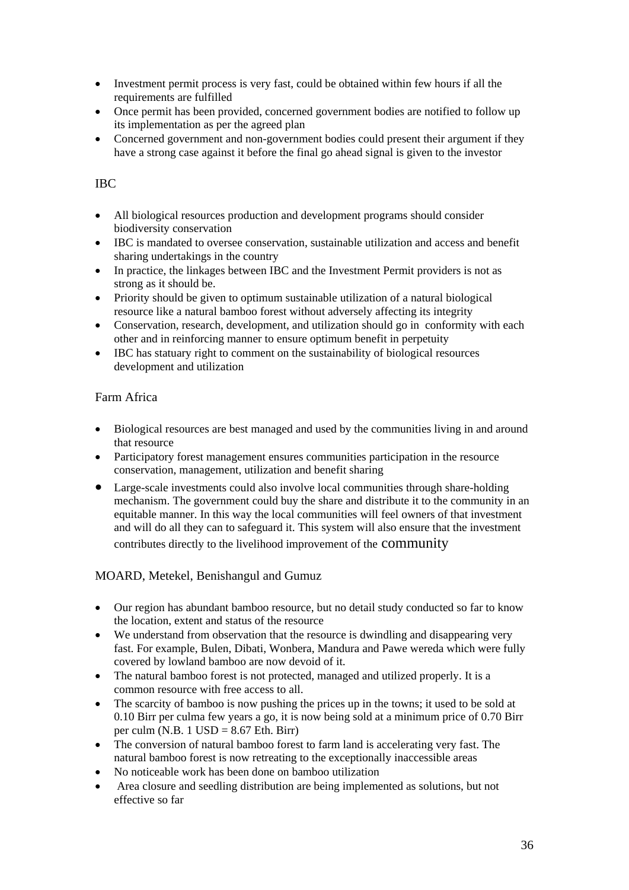- Investment permit process is very fast, could be obtained within few hours if all the requirements are fulfilled
- Once permit has been provided, concerned government bodies are notified to follow up its implementation as per the agreed plan
- Concerned government and non-government bodies could present their argument if they have a strong case against it before the final go ahead signal is given to the investor

IBC

- All biological resources production and development programs should consider biodiversity conservation
- IBC is mandated to oversee conservation, sustainable utilization and access and benefit sharing undertakings in the country
- In practice, the linkages between IBC and the Investment Permit providers is not as strong as it should be.
- Priority should be given to optimum sustainable utilization of a natural biological resource like a natural bamboo forest without adversely affecting its integrity
- Conservation, research, development, and utilization should go in conformity with each other and in reinforcing manner to ensure optimum benefit in perpetuity
- IBC has statuary right to comment on the sustainability of biological resources development and utilization

Farm Africa

- Biological resources are best managed and used by the communities living in and around that resource
- Participatory forest management ensures communities participation in the resource conservation, management, utilization and benefit sharing
- Large-scale investments could also involve local communities through share-holding mechanism. The government could buy the share and distribute it to the community in an equitable manner. In this way the local communities will feel owners of that investment and will do all they can to safeguard it. This system will also ensure that the investment contributes directly to the livelihood improvement of the community

MOARD, Metekel, Benishangul and Gumuz

- Our region has abundant bamboo resource, but no detail study conducted so far to know the location, extent and status of the resource
- We understand from observation that the resource is dwindling and disappearing very fast. For example, Bulen, Dibati, Wonbera, Mandura and Pawe wereda which were fully covered by lowland bamboo are now devoid of it.
- The natural bamboo forest is not protected, managed and utilized properly. It is a common resource with free access to all.
- The scarcity of bamboo is now pushing the prices up in the towns; it used to be sold at 0.10 Birr per culma few years a go, it is now being sold at a minimum price of 0.70 Birr per culm (N.B. 1 USD = 8.67 Eth. Birr)
- The conversion of natural bamboo forest to farm land is accelerating very fast. The natural bamboo forest is now retreating to the exceptionally inaccessible areas
- No noticeable work has been done on bamboo utilization
- Area closure and seedling distribution are being implemented as solutions, but not effective so far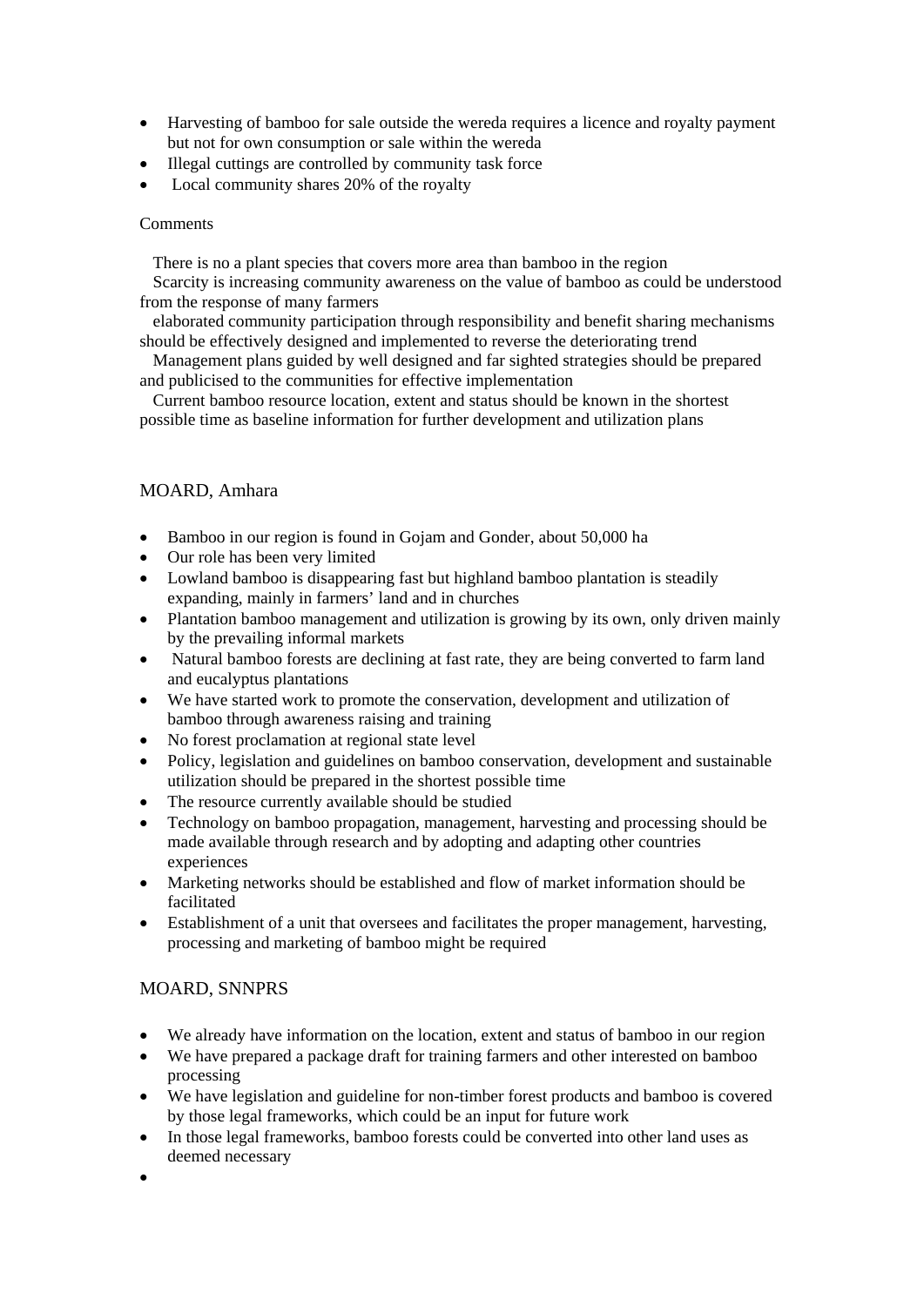- Harvesting of bamboo for sale outside the wereda requires a licence and royalty payment but not for own consumption or sale within the wereda
- Illegal cuttings are controlled by community task force
- Local community shares 20% of the royalty

Comments

There is no a plant species that covers more area than bamboo in the region

Scarcity is increasing community awareness on the value of bamboo as could be understood from the response of many farmers

elaborated community participation through responsibility and benefit sharing mechanisms should be effectively designed and implemented to reverse the deteriorating trend

Management plans guided by well designed and far sighted strategies should be prepared and publicised to the communities for effective implementation

Current bamboo resource location, extent and status should be known in the shortest possible time as baseline information for further development and utilization plans

## MOARD, Amhara

- Bamboo in our region is found in Gojam and Gonder, about 50,000 ha
- Our role has been very limited
- Lowland bamboo is disappearing fast but highland bamboo plantation is steadily expanding, mainly in farmers' land and in churches
- Plantation bamboo management and utilization is growing by its own, only driven mainly by the prevailing informal markets
- Natural bamboo forests are declining at fast rate, they are being converted to farm land and eucalyptus plantations
- We have started work to promote the conservation, development and utilization of bamboo through awareness raising and training
- No forest proclamation at regional state level
- Policy, legislation and guidelines on bamboo conservation, development and sustainable utilization should be prepared in the shortest possible time
- The resource currently available should be studied
- Technology on bamboo propagation, management, harvesting and processing should be made available through research and by adopting and adapting other countries experiences
- Marketing networks should be established and flow of market information should be facilitated
- Establishment of a unit that oversees and facilitates the proper management, harvesting, processing and marketing of bamboo might be required

## MOARD, SNNPRS

- We already have information on the location, extent and status of bamboo in our region
- We have prepared a package draft for training farmers and other interested on bamboo processing
- We have legislation and guideline for non-timber forest products and bamboo is covered by those legal frameworks, which could be an input for future work
- In those legal frameworks, bamboo forests could be converted into other land uses as deemed necessary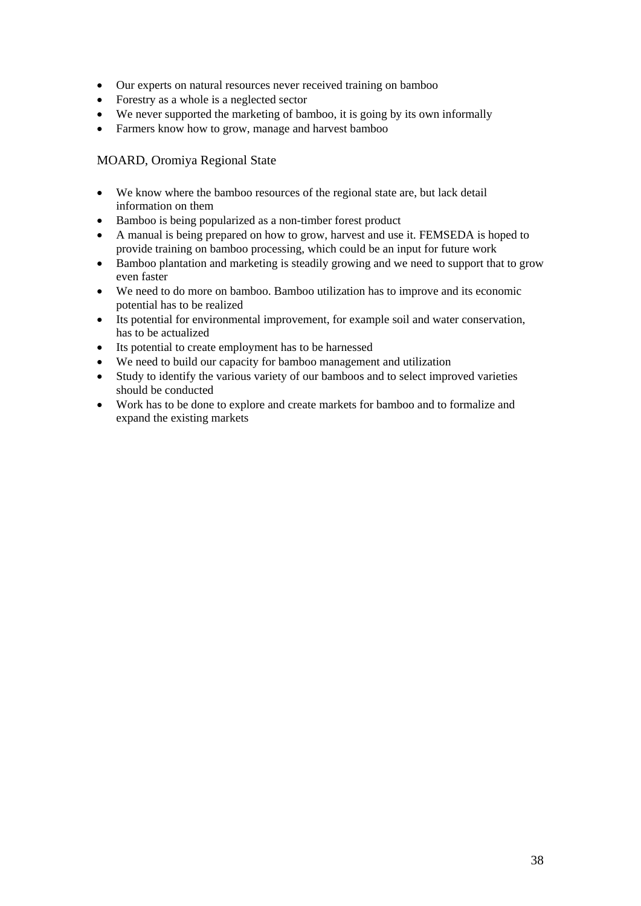- Our experts on natural resources never received training on bamboo
- Forestry as a whole is a neglected sector
- We never supported the marketing of bamboo, it is going by its own informally
- Farmers know how to grow, manage and harvest bamboo

MOARD, Oromiya Regional State

- We know where the bamboo resources of the regional state are, but lack detail information on them
- Bamboo is being popularized as a non-timber forest product
- A manual is being prepared on how to grow, harvest and use it. FEMSEDA is hoped to provide training on bamboo processing, which could be an input for future work
- Bamboo plantation and marketing is steadily growing and we need to support that to grow even faster
- We need to do more on bamboo. Bamboo utilization has to improve and its economic potential has to be realized
- Its potential for environmental improvement, for example soil and water conservation, has to be actualized
- Its potential to create employment has to be harnessed
- We need to build our capacity for bamboo management and utilization
- Study to identify the various variety of our bamboos and to select improved varieties should be conducted
- Work has to be done to explore and create markets for bamboo and to formalize and expand the existing markets